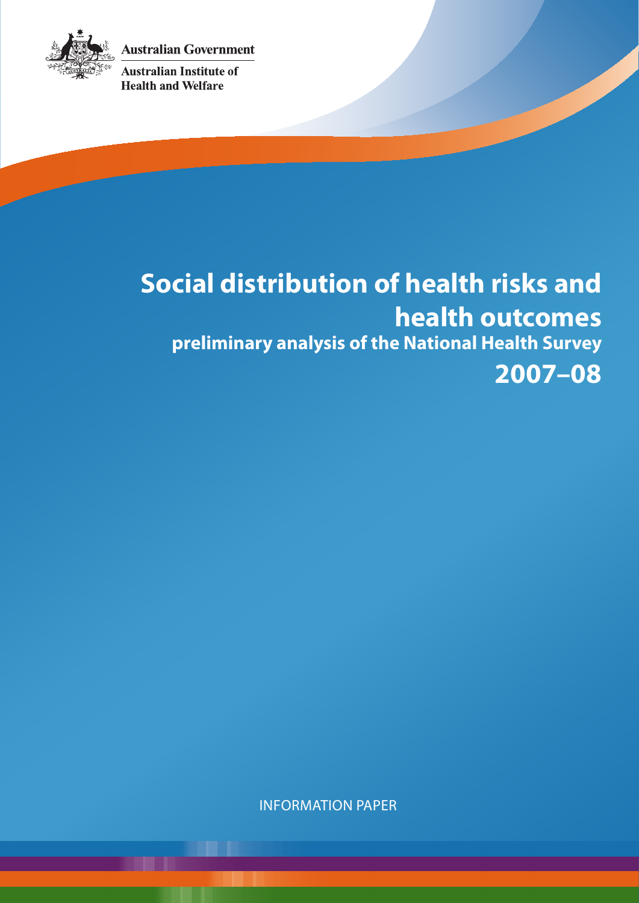Australian Government

Australian Institute of Health and Welfare

# Social distribution of health risks and health outcomes

## preliminary analysis of the National Health Survey

## 2007–08

INFORMATION PAPER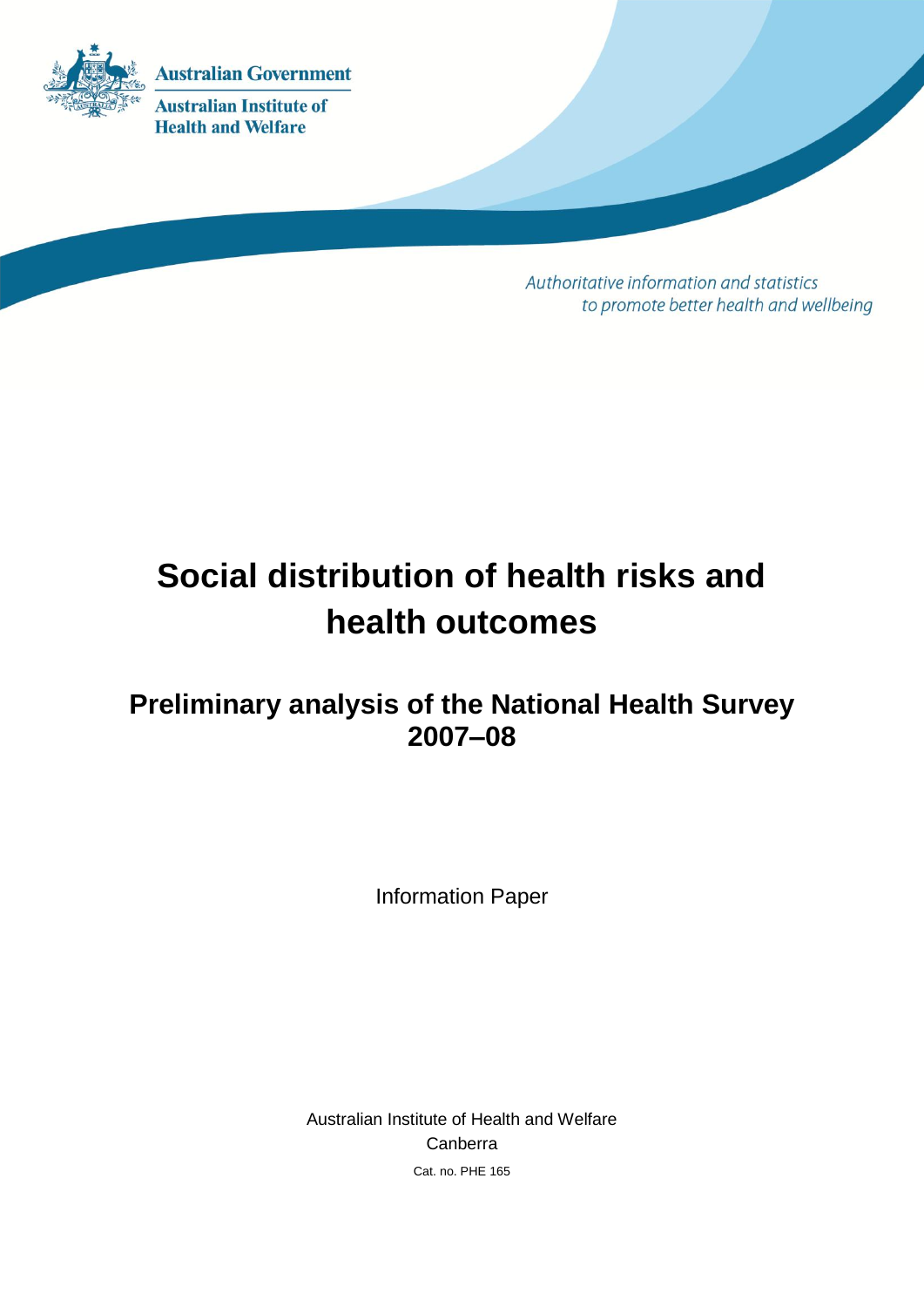Australian Government

Australian Institute of Health and Welfare

*Authoritative information and statistics to promote better health and wellbeing*

# Social distribution of health risks and health outcomes

## Preliminary analysis of the National Health Survey 2007–08

Information Paper

Australian Institute of Health and Welfare
Canberra
Cat. no. PHE 165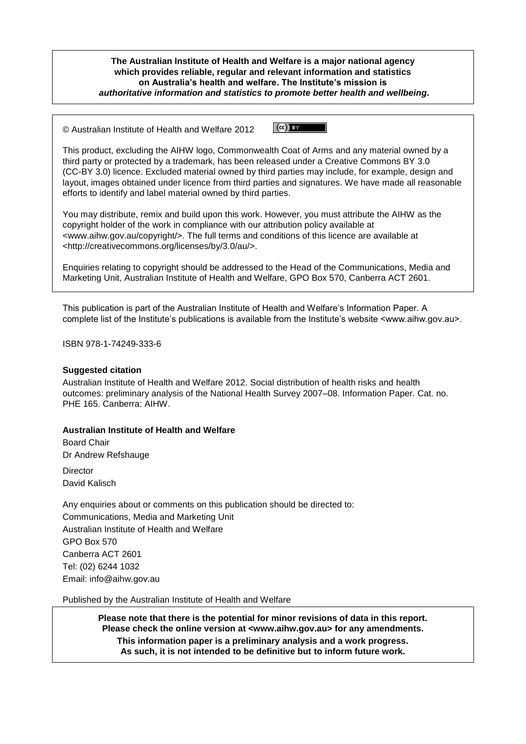**The Australian Institute of Health and Welfare is a major national agency which provides reliable, regular and relevant information and statistics on Australia's health and welfare. The Institute's mission is *authoritative information and statistics to promote better health and wellbeing*.**

© Australian Institute of Health and Welfare 2012

This product, excluding the AIHW logo, Commonwealth Coat of Arms and any material owned by a third party or protected by a trademark, has been released under a Creative Commons BY 3.0 (CC-BY 3.0) licence. Excluded material owned by third parties may include, for example, design and layout, images obtained under licence from third parties and signatures. We have made all reasonable efforts to identify and label material owned by third parties.

You may distribute, remix and build upon this work. However, you must attribute the AIHW as the copyright holder of the work in compliance with our attribution policy available at <www.aihw.gov.au/copyright/>. The full terms and conditions of this licence are available at <http://creativecommons.org/licenses/by/3.0/au/>.

Enquiries relating to copyright should be addressed to the Head of the Communications, Media and Marketing Unit, Australian Institute of Health and Welfare, GPO Box 570, Canberra ACT 2601.

This publication is part of the Australian Institute of Health and Welfare's Information Paper. A complete list of the Institute's publications is available from the Institute's website <www.aihw.gov.au>.

ISBN 978-1-74249-333-6

**Suggested citation**

Australian Institute of Health and Welfare 2012. Social distribution of health risks and health outcomes: preliminary analysis of the National Health Survey 2007–08. Information Paper. Cat. no. PHE 165. Canberra: AIHW.

**Australian Institute of Health and Welfare**

Board Chair
Dr Andrew Refshauge

Director
David Kalisch

Any enquiries about or comments on this publication should be directed to:
Communications, Media and Marketing Unit
Australian Institute of Health and Welfare
GPO Box 570
Canberra ACT 2601
Tel: (02) 6244 1032
Email: info@aihw.gov.au

Published by the Australian Institute of Health and Welfare

**Please note that there is the potential for minor revisions of data in this report. Please check the online version at <www.aihw.gov.au> for any amendments.**
**This information paper is a preliminary analysis and a work progress. As such, it is not intended to be definitive but to inform future work.**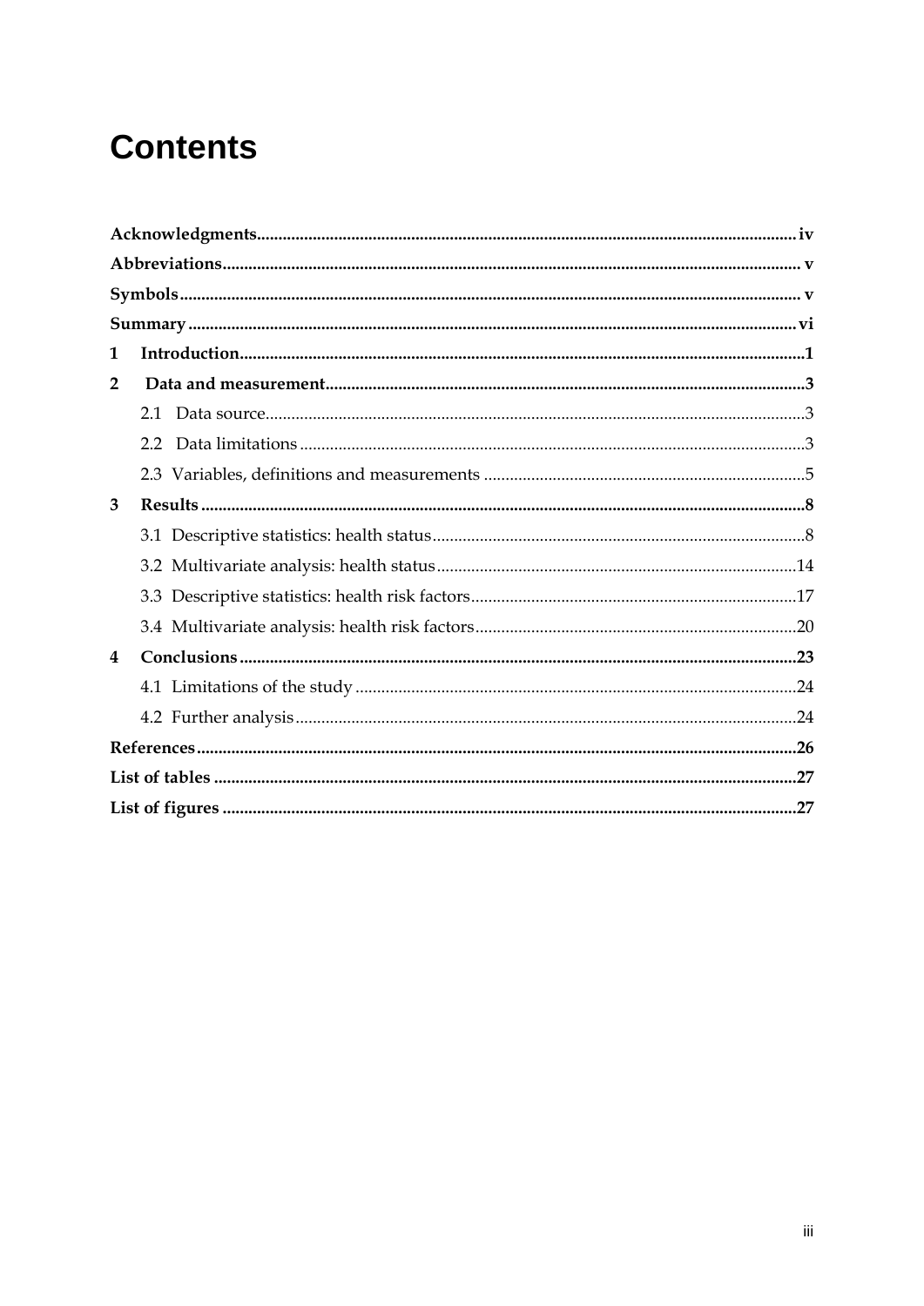# Contents

**Acknowledgments** .......... iv

**Abbreviations** .......... v

**Symbols** .......... v

**Summary** .......... vi

**1 Introduction** .......... 1

**2 Data and measurement** .......... 3

- 2.1 Data source .......... 3
- 2.2 Data limitations .......... 3
- 2.3 Variables, definitions and measurements .......... 5

**3 Results** .......... 8

- 3.1 Descriptive statistics: health status .......... 8
- 3.2 Multivariate analysis: health status .......... 14
- 3.3 Descriptive statistics: health risk factors .......... 17
- 3.4 Multivariate analysis: health risk factors .......... 20

**4 Conclusions** .......... 23

- 4.1 Limitations of the study .......... 24
- 4.2 Further analysis .......... 24

**References** .......... 26

**List of tables** .......... 27

**List of figures** .......... 27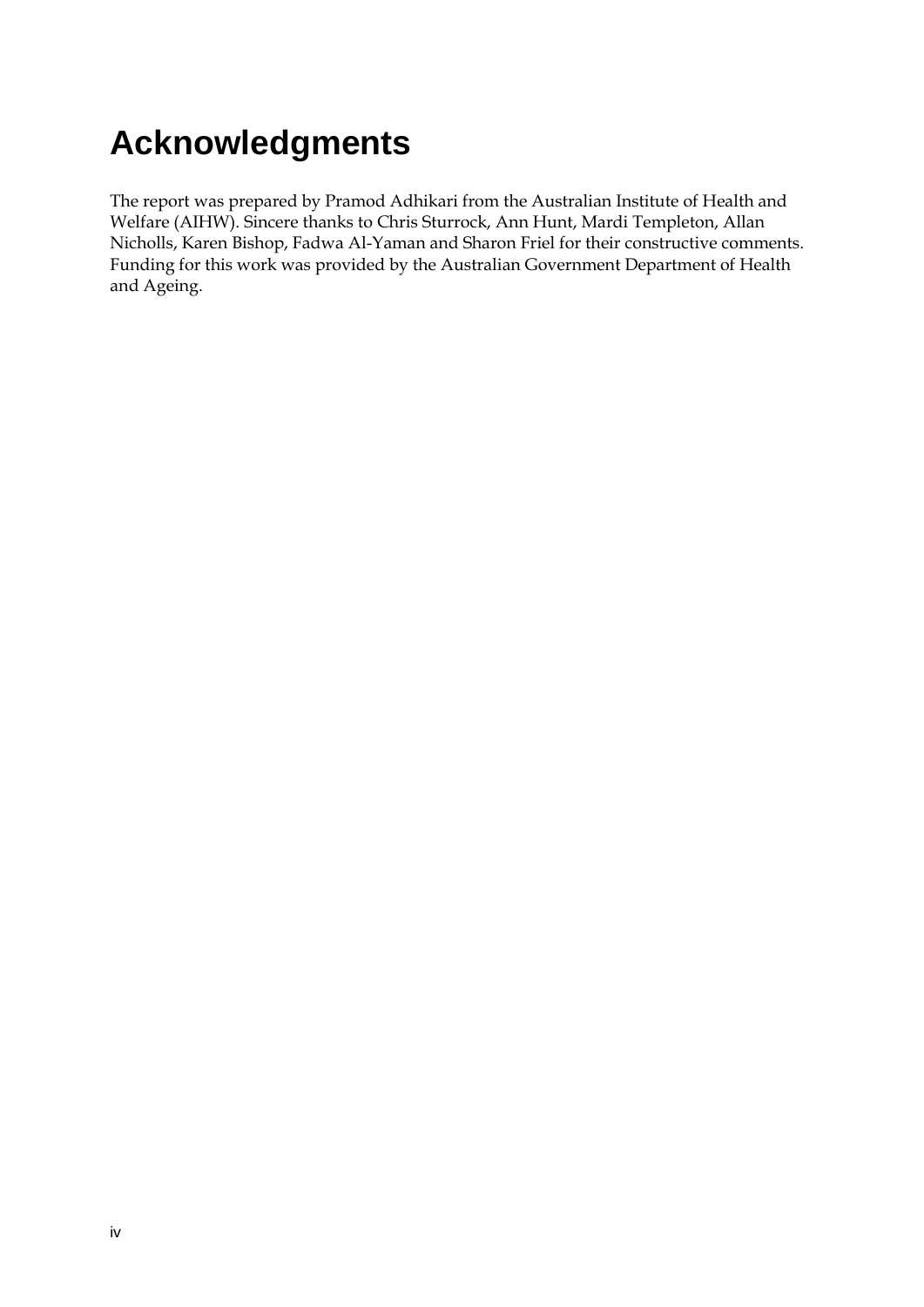# Acknowledgments

The report was prepared by Pramod Adhikari from the Australian Institute of Health and Welfare (AIHW). Sincere thanks to Chris Sturrock, Ann Hunt, Mardi Templeton, Allan Nicholls, Karen Bishop, Fadwa Al-Yaman and Sharon Friel for their constructive comments. Funding for this work was provided by the Australian Government Department of Health and Ageing.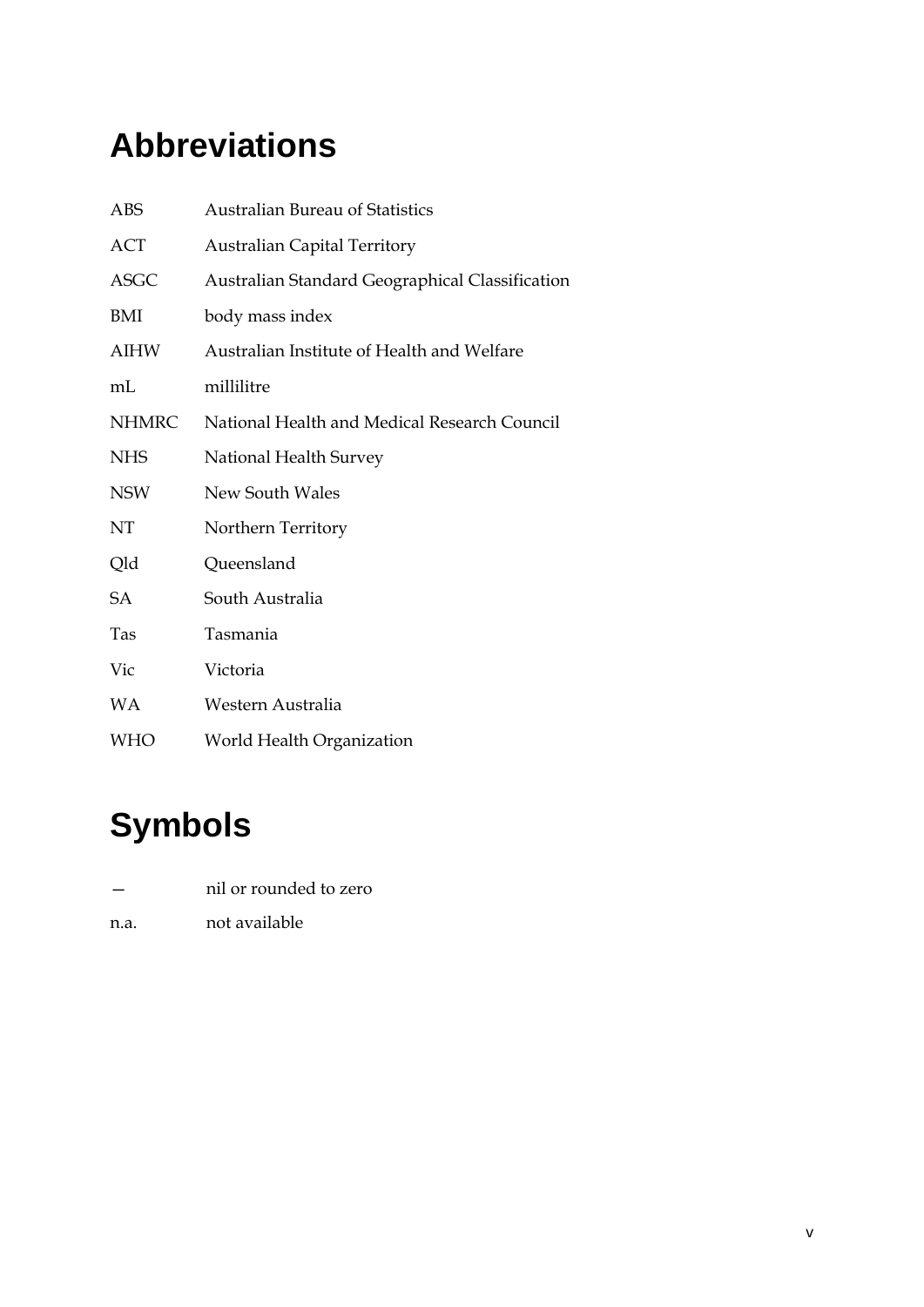# Abbreviations

| | |
|---|---|
| ABS | Australian Bureau of Statistics |
| ACT | Australian Capital Territory |
| ASGC | Australian Standard Geographical Classification |
| BMI | body mass index |
| AIHW | Australian Institute of Health and Welfare |
| mL | millilitre |
| NHMRC | National Health and Medical Research Council |
| NHS | National Health Survey |
| NSW | New South Wales |
| NT | Northern Territory |
| Qld | Queensland |
| SA | South Australia |
| Tas | Tasmania |
| Vic | Victoria |
| WA | Western Australia |
| WHO | World Health Organization |

# Symbols

| | |
|---|---|
| — | nil or rounded to zero |
| n.a. | not available |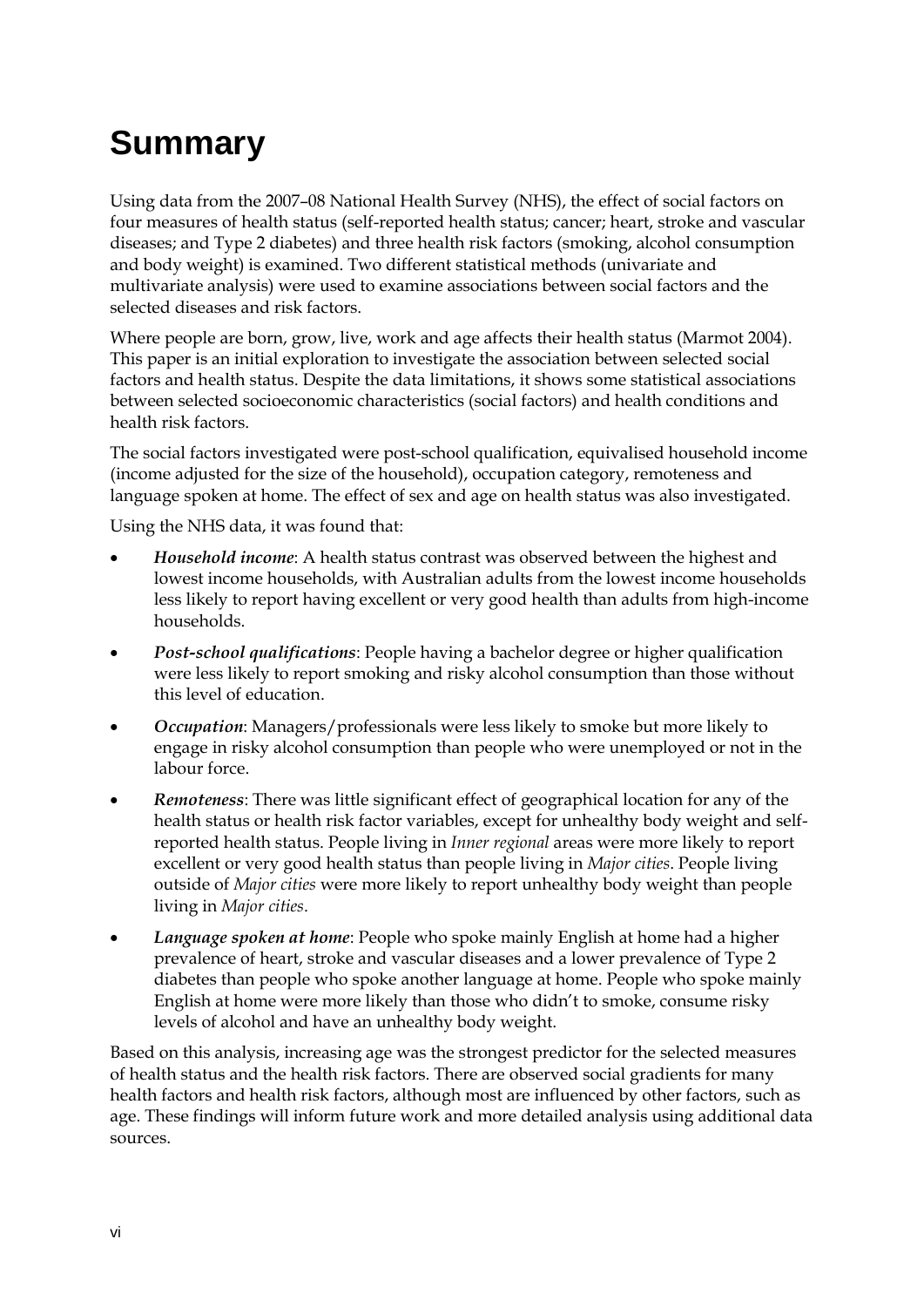# Summary

Using data from the 2007–08 National Health Survey (NHS), the effect of social factors on four measures of health status (self-reported health status; cancer; heart, stroke and vascular diseases; and Type 2 diabetes) and three health risk factors (smoking, alcohol consumption and body weight) is examined. Two different statistical methods (univariate and multivariate analysis) were used to examine associations between social factors and the selected diseases and risk factors.

Where people are born, grow, live, work and age affects their health status (Marmot 2004). This paper is an initial exploration to investigate the association between selected social factors and health status. Despite the data limitations, it shows some statistical associations between selected socioeconomic characteristics (social factors) and health conditions and health risk factors.

The social factors investigated were post-school qualification, equivalised household income (income adjusted for the size of the household), occupation category, remoteness and language spoken at home. The effect of sex and age on health status was also investigated.

Using the NHS data, it was found that:

- ***Household income***: A health status contrast was observed between the highest and lowest income households, with Australian adults from the lowest income households less likely to report having excellent or very good health than adults from high-income households.
- ***Post-school qualifications***: People having a bachelor degree or higher qualification were less likely to report smoking and risky alcohol consumption than those without this level of education.
- ***Occupation***: Managers/professionals were less likely to smoke but more likely to engage in risky alcohol consumption than people who were unemployed or not in the labour force.
- ***Remoteness***: There was little significant effect of geographical location for any of the health status or health risk factor variables, except for unhealthy body weight and self-reported health status. People living in *Inner regional* areas were more likely to report excellent or very good health status than people living in *Major cities*. People living outside of *Major cities* were more likely to report unhealthy body weight than people living in *Major cities*.
- ***Language spoken at home***: People who spoke mainly English at home had a higher prevalence of heart, stroke and vascular diseases and a lower prevalence of Type 2 diabetes than people who spoke another language at home. People who spoke mainly English at home were more likely than those who didn't to smoke, consume risky levels of alcohol and have an unhealthy body weight.

Based on this analysis, increasing age was the strongest predictor for the selected measures of health status and the health risk factors. There are observed social gradients for many health factors and health risk factors, although most are influenced by other factors, such as age. These findings will inform future work and more detailed analysis using additional data sources.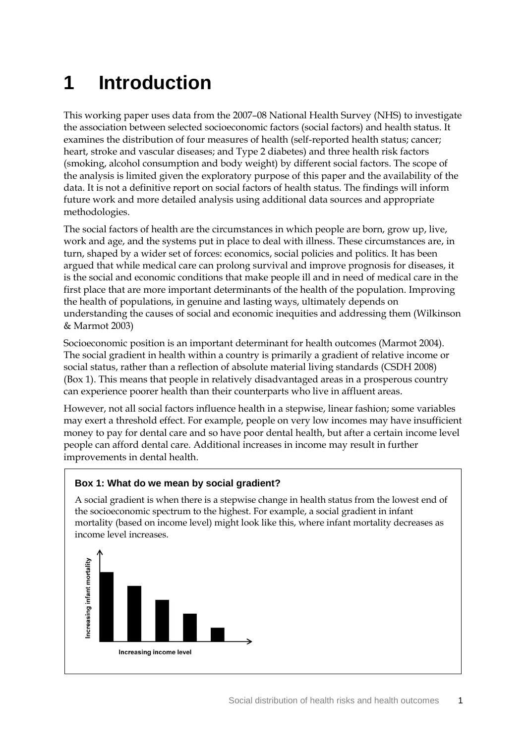# 1 Introduction

This working paper uses data from the 2007–08 National Health Survey (NHS) to investigate the association between selected socioeconomic factors (social factors) and health status. It examines the distribution of four measures of health (self-reported health status; cancer; heart, stroke and vascular diseases; and Type 2 diabetes) and three health risk factors (smoking, alcohol consumption and body weight) by different social factors. The scope of the analysis is limited given the exploratory purpose of this paper and the availability of the data. It is not a definitive report on social factors of health status. The findings will inform future work and more detailed analysis using additional data sources and appropriate methodologies.

The social factors of health are the circumstances in which people are born, grow up, live, work and age, and the systems put in place to deal with illness. These circumstances are, in turn, shaped by a wider set of forces: economics, social policies and politics. It has been argued that while medical care can prolong survival and improve prognosis for diseases, it is the social and economic conditions that make people ill and in need of medical care in the first place that are more important determinants of the health of the population. Improving the health of populations, in genuine and lasting ways, ultimately depends on understanding the causes of social and economic inequities and addressing them (Wilkinson & Marmot 2003)

Socioeconomic position is an important determinant for health outcomes (Marmot 2004). The social gradient in health within a country is primarily a gradient of relative income or social status, rather than a reflection of absolute material living standards (CSDH 2008) (Box 1). This means that people in relatively disadvantaged areas in a prosperous country can experience poorer health than their counterparts who live in affluent areas.

However, not all social factors influence health in a stepwise, linear fashion; some variables may exert a threshold effect. For example, people on very low incomes may have insufficient money to pay for dental care and so have poor dental health, but after a certain income level people can afford dental care. Additional increases in income may result in further improvements in dental health.

**Box 1: What do we mean by social gradient?**

A social gradient is when there is a stepwise change in health status from the lowest end of the socioeconomic spectrum to the highest. For example, a social gradient in infant mortality (based on income level) might look like this, where infant mortality decreases as income level increases.

Increasing infant mortality

Increasing income level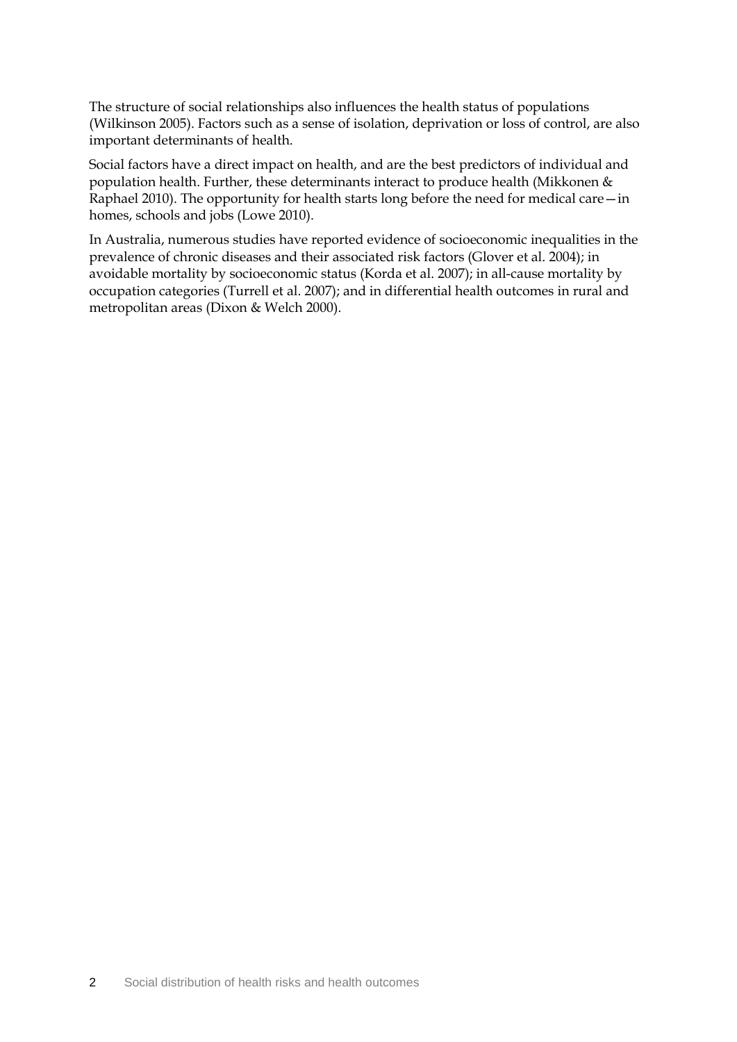The structure of social relationships also influences the health status of populations (Wilkinson 2005). Factors such as a sense of isolation, deprivation or loss of control, are also important determinants of health.

Social factors have a direct impact on health, and are the best predictors of individual and population health. Further, these determinants interact to produce health (Mikkonen & Raphael 2010). The opportunity for health starts long before the need for medical care—in homes, schools and jobs (Lowe 2010).

In Australia, numerous studies have reported evidence of socioeconomic inequalities in the prevalence of chronic diseases and their associated risk factors (Glover et al. 2004); in avoidable mortality by socioeconomic status (Korda et al. 2007); in all-cause mortality by occupation categories (Turrell et al. 2007); and in differential health outcomes in rural and metropolitan areas (Dixon & Welch 2000).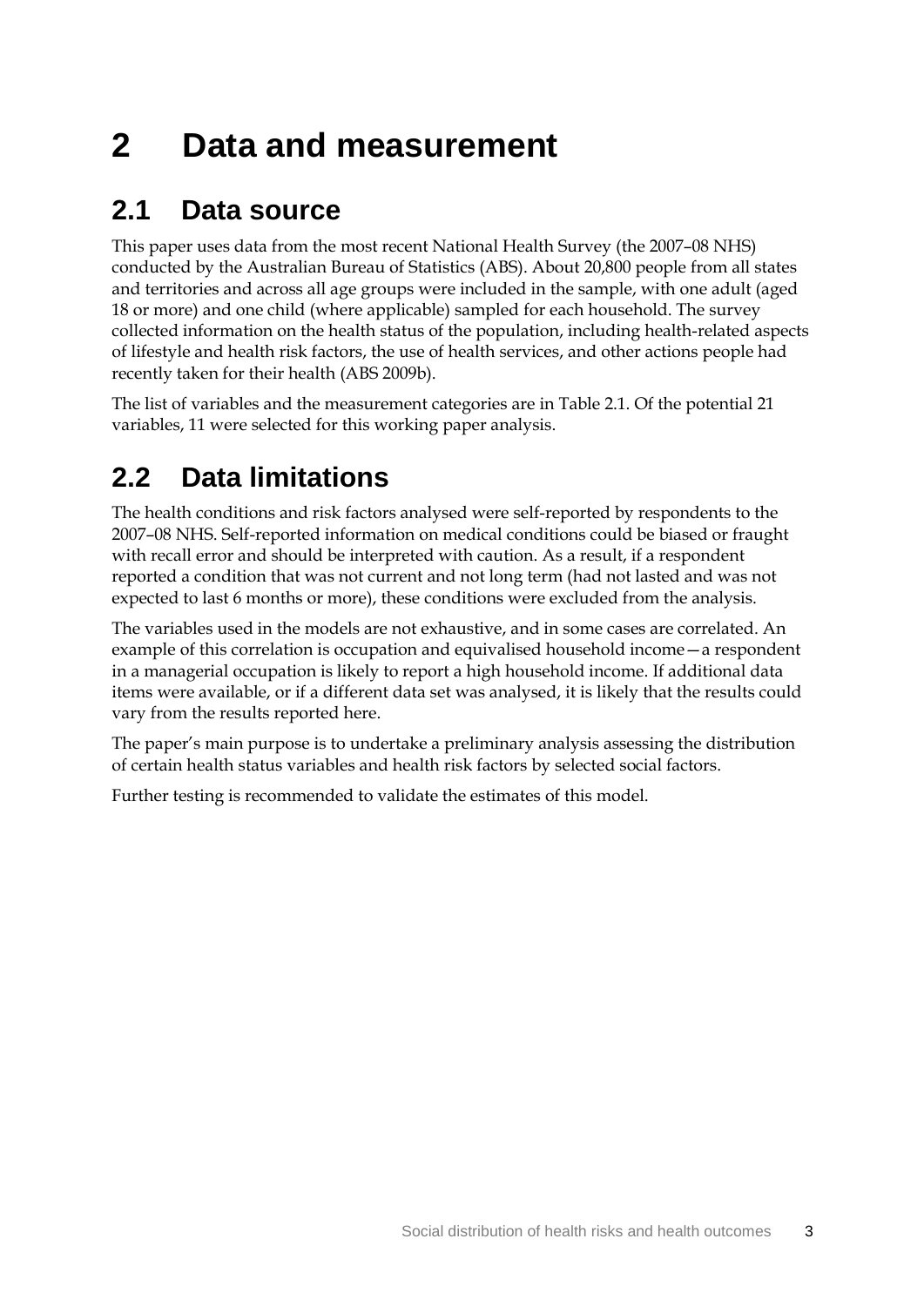# 2 Data and measurement

## 2.1 Data source

This paper uses data from the most recent National Health Survey (the 2007–08 NHS) conducted by the Australian Bureau of Statistics (ABS). About 20,800 people from all states and territories and across all age groups were included in the sample, with one adult (aged 18 or more) and one child (where applicable) sampled for each household. The survey collected information on the health status of the population, including health-related aspects of lifestyle and health risk factors, the use of health services, and other actions people had recently taken for their health (ABS 2009b).

The list of variables and the measurement categories are in Table 2.1. Of the potential 21 variables, 11 were selected for this working paper analysis.

## 2.2 Data limitations

The health conditions and risk factors analysed were self-reported by respondents to the 2007–08 NHS. Self-reported information on medical conditions could be biased or fraught with recall error and should be interpreted with caution. As a result, if a respondent reported a condition that was not current and not long term (had not lasted and was not expected to last 6 months or more), these conditions were excluded from the analysis.

The variables used in the models are not exhaustive, and in some cases are correlated. An example of this correlation is occupation and equivalised household income—a respondent in a managerial occupation is likely to report a high household income. If additional data items were available, or if a different data set was analysed, it is likely that the results could vary from the results reported here.

The paper's main purpose is to undertake a preliminary analysis assessing the distribution of certain health status variables and health risk factors by selected social factors.

Further testing is recommended to validate the estimates of this model.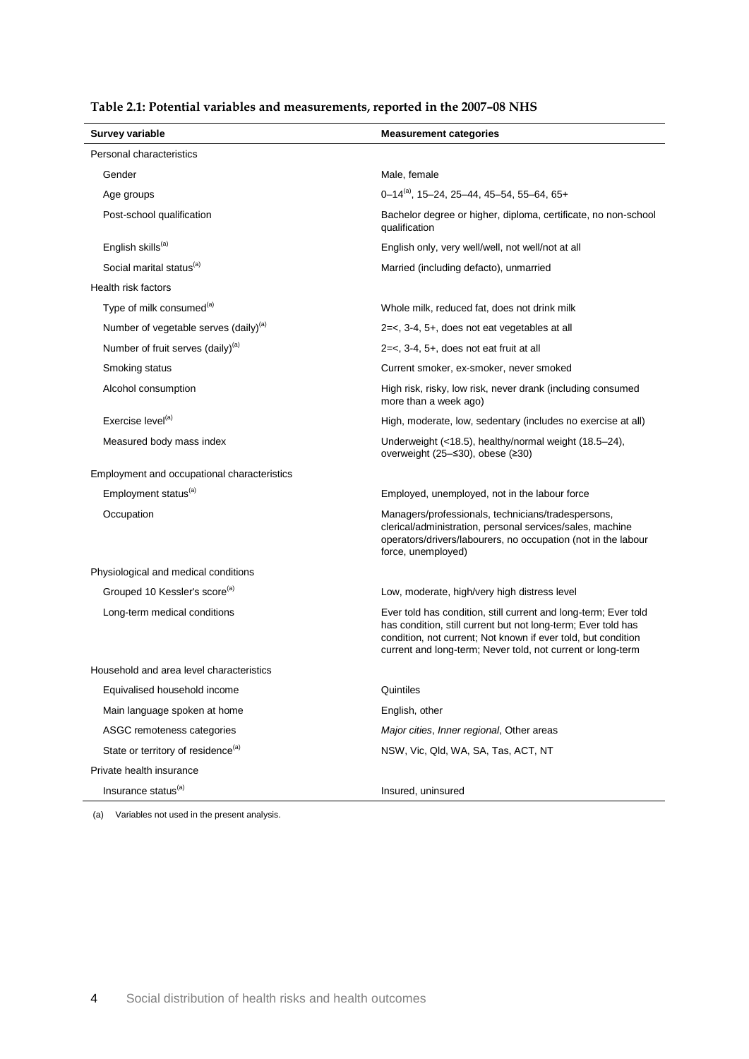**Table 2.1: Potential variables and measurements, reported in the 2007–08 NHS**

| Survey variable | Measurement categories |
|---|---|
| Personal characteristics | |
| Gender | Male, female |
| Age groups | 0–14[(a)], 15–24, 25–44, 45–54, 55–64, 65+ |
| Post-school qualification | Bachelor degree or higher, diploma, certificate, no non-school qualification |
| English skills[(a)] | English only, very well/well, not well/not at all |
| Social marital status[(a)] | Married (including defacto), unmarried |
| Health risk factors | |
| Type of milk consumed[(a)] | Whole milk, reduced fat, does not drink milk |
| Number of vegetable serves (daily)[(a)] | 2=<, 3-4, 5+, does not eat vegetables at all |
| Number of fruit serves (daily)[(a)] | 2=<, 3-4, 5+, does not eat fruit at all |
| Smoking status | Current smoker, ex-smoker, never smoked |
| Alcohol consumption | High risk, risky, low risk, never drank (including consumed more than a week ago) |
| Exercise level[(a)] | High, moderate, low, sedentary (includes no exercise at all) |
| Measured body mass index | Underweight (<18.5), healthy/normal weight (18.5–24), overweight (25–≤30), obese (≥30) |
| Employment and occupational characteristics | |
| Employment status[(a)] | Employed, unemployed, not in the labour force |
| Occupation | Managers/professionals, technicians/tradespersons, clerical/administration, personal services/sales, machine operators/drivers/labourers, no occupation (not in the labour force, unemployed) |
| Physiological and medical conditions | |
| Grouped 10 Kessler's score[(a)] | Low, moderate, high/very high distress level |
| Long-term medical conditions | Ever told has condition, still current and long-term; Ever told has condition, still current but not long-term; Ever told has condition, not current; Not known if ever told, but condition current and long-term; Never told, not current or long-term |
| Household and area level characteristics | |
| Equivalised household income | Quintiles |
| Main language spoken at home | English, other |
| ASGC remoteness categories | *Major cities*, *Inner regional*, Other areas |
| State or territory of residence[(a)] | NSW, Vic, Qld, WA, SA, Tas, ACT, NT |
| Private health insurance | |
| Insurance status[(a)] | Insured, uninsured |

(a) Variables not used in the present analysis.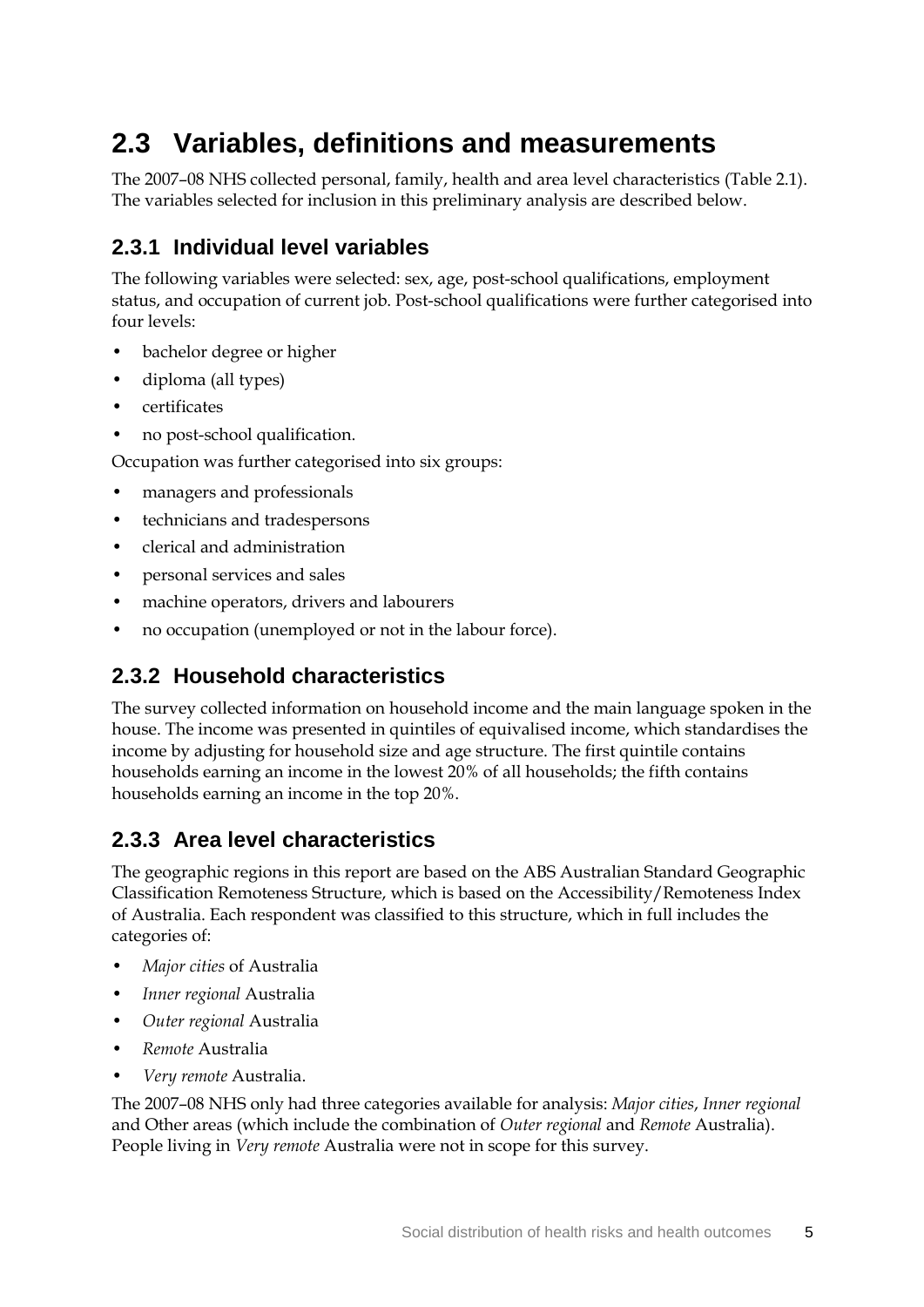## 2.3 Variables, definitions and measurements

The 2007–08 NHS collected personal, family, health and area level characteristics (Table 2.1). The variables selected for inclusion in this preliminary analysis are described below.

### 2.3.1 Individual level variables

The following variables were selected: sex, age, post-school qualifications, employment status, and occupation of current job. Post-school qualifications were further categorised into four levels:

- bachelor degree or higher
- diploma (all types)
- certificates
- no post-school qualification.

Occupation was further categorised into six groups:

- managers and professionals
- technicians and tradespersons
- clerical and administration
- personal services and sales
- machine operators, drivers and labourers
- no occupation (unemployed or not in the labour force).

### 2.3.2 Household characteristics

The survey collected information on household income and the main language spoken in the house. The income was presented in quintiles of equivalised income, which standardises the income by adjusting for household size and age structure. The first quintile contains households earning an income in the lowest 20% of all households; the fifth contains households earning an income in the top 20%.

### 2.3.3 Area level characteristics

The geographic regions in this report are based on the ABS Australian Standard Geographic Classification Remoteness Structure, which is based on the Accessibility/Remoteness Index of Australia. Each respondent was classified to this structure, which in full includes the categories of:

- *Major cities* of Australia
- *Inner regional* Australia
- *Outer regional* Australia
- *Remote* Australia
- *Very remote* Australia.

The 2007–08 NHS only had three categories available for analysis: *Major cities*, *Inner regional* and Other areas (which include the combination of *Outer regional* and *Remote* Australia). People living in *Very remote* Australia were not in scope for this survey.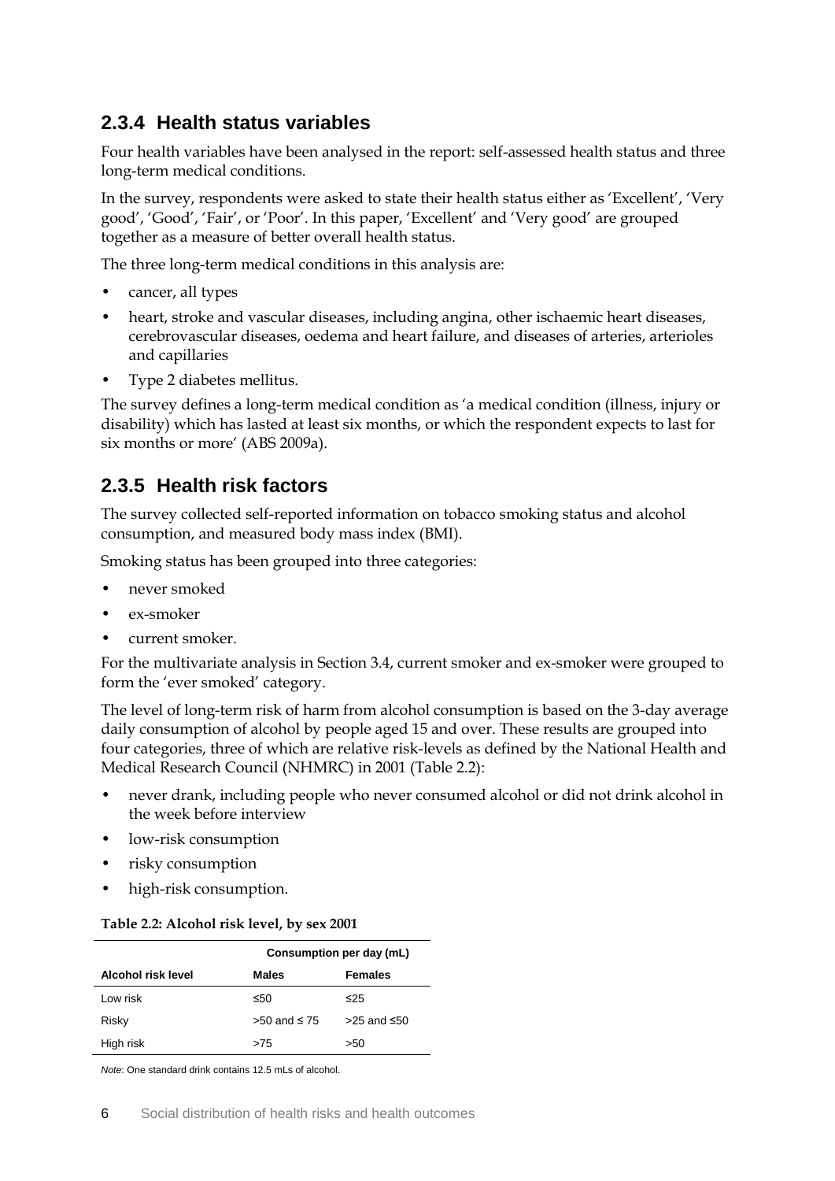## 2.3.4 Health status variables

Four health variables have been analysed in the report: self-assessed health status and three long-term medical conditions.

In the survey, respondents were asked to state their health status either as 'Excellent', 'Very good', 'Good', 'Fair', or 'Poor'. In this paper, 'Excellent' and 'Very good' are grouped together as a measure of better overall health status.

The three long-term medical conditions in this analysis are:

- cancer, all types
- heart, stroke and vascular diseases, including angina, other ischaemic heart diseases, cerebrovascular diseases, oedema and heart failure, and diseases of arteries, arterioles and capillaries
- Type 2 diabetes mellitus.

The survey defines a long-term medical condition as 'a medical condition (illness, injury or disability) which has lasted at least six months, or which the respondent expects to last for six months or more' (ABS 2009a).

## 2.3.5 Health risk factors

The survey collected self-reported information on tobacco smoking status and alcohol consumption, and measured body mass index (BMI).

Smoking status has been grouped into three categories:

- never smoked
- ex-smoker
- current smoker.

For the multivariate analysis in Section 3.4, current smoker and ex-smoker were grouped to form the 'ever smoked' category.

The level of long-term risk of harm from alcohol consumption is based on the 3-day average daily consumption of alcohol by people aged 15 and over. These results are grouped into four categories, three of which are relative risk-levels as defined by the National Health and Medical Research Council (NHMRC) in 2001 (Table 2.2):

- never drank, including people who never consumed alcohol or did not drink alcohol in the week before interview
- low-risk consumption
- risky consumption
- high-risk consumption.

**Table 2.2: Alcohol risk level, by sex 2001**

| | Consumption per day (mL) | |
|---|---|---|
| **Alcohol risk level** | **Males** | **Females** |
| Low risk | ≤50 | ≤25 |
| Risky | >50 and ≤ 75 | >25 and ≤50 |
| High risk | >75 | >50 |

*Note*: One standard drink contains 12.5 mLs of alcohol.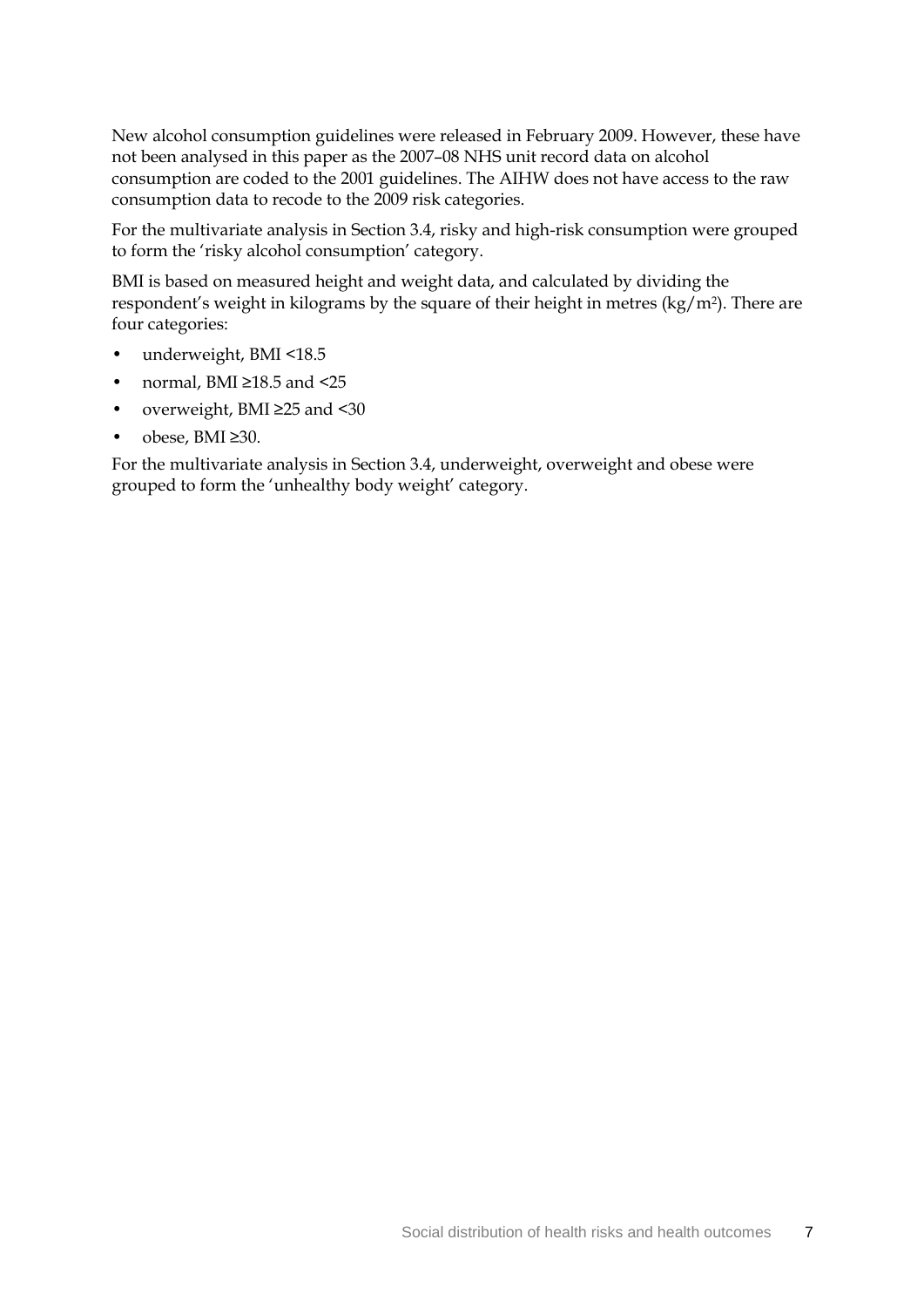New alcohol consumption guidelines were released in February 2009. However, these have not been analysed in this paper as the 2007–08 NHS unit record data on alcohol consumption are coded to the 2001 guidelines. The AIHW does not have access to the raw consumption data to recode to the 2009 risk categories.

For the multivariate analysis in Section 3.4, risky and high-risk consumption were grouped to form the 'risky alcohol consumption' category.

BMI is based on measured height and weight data, and calculated by dividing the respondent's weight in kilograms by the square of their height in metres ($kg/m^2$). There are four categories:

- underweight, BMI <18.5
- normal, BMI ≥18.5 and <25
- overweight, BMI ≥25 and <30
- obese, BMI ≥30.

For the multivariate analysis in Section 3.4, underweight, overweight and obese were grouped to form the 'unhealthy body weight' category.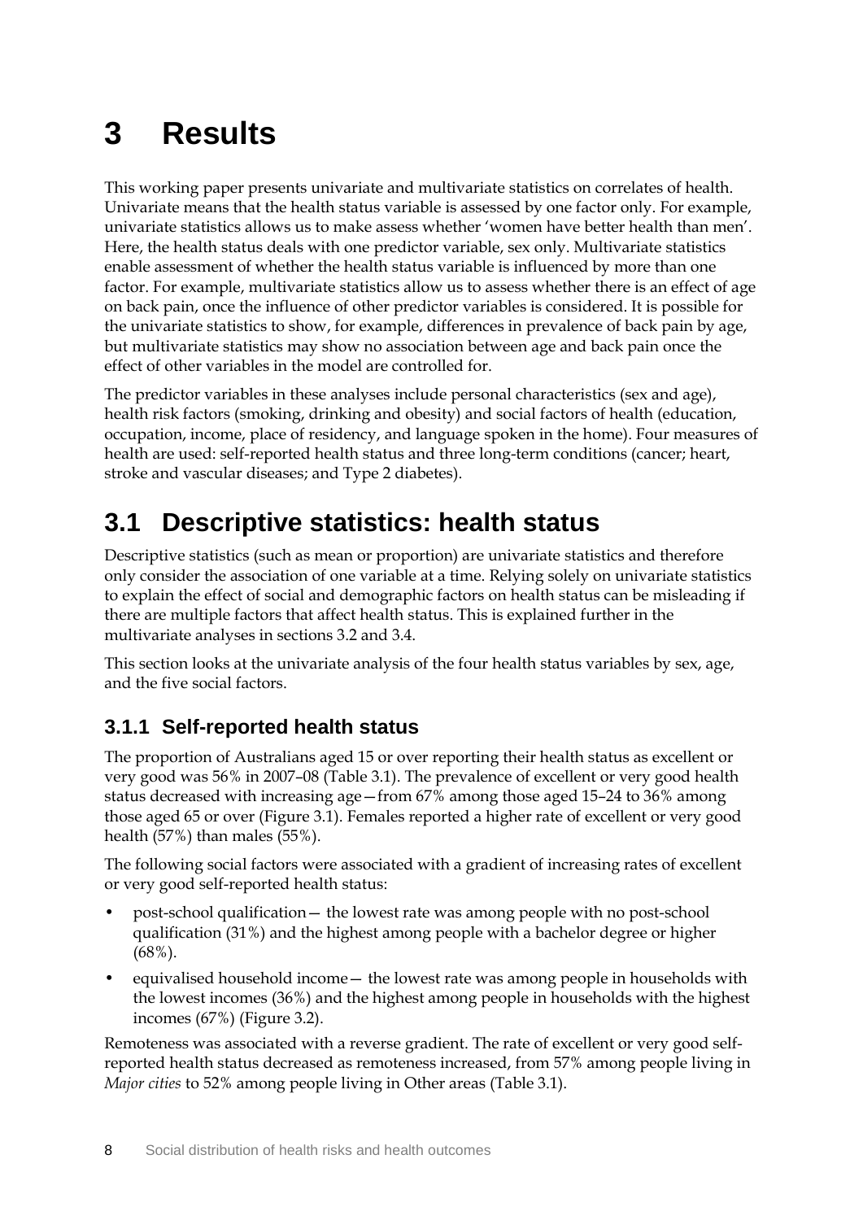# 3 Results

This working paper presents univariate and multivariate statistics on correlates of health. Univariate means that the health status variable is assessed by one factor only. For example, univariate statistics allows us to make assess whether 'women have better health than men'. Here, the health status deals with one predictor variable, sex only. Multivariate statistics enable assessment of whether the health status variable is influenced by more than one factor. For example, multivariate statistics allow us to assess whether there is an effect of age on back pain, once the influence of other predictor variables is considered. It is possible for the univariate statistics to show, for example, differences in prevalence of back pain by age, but multivariate statistics may show no association between age and back pain once the effect of other variables in the model are controlled for.

The predictor variables in these analyses include personal characteristics (sex and age), health risk factors (smoking, drinking and obesity) and social factors of health (education, occupation, income, place of residency, and language spoken in the home). Four measures of health are used: self-reported health status and three long-term conditions (cancer; heart, stroke and vascular diseases; and Type 2 diabetes).

## 3.1 Descriptive statistics: health status

Descriptive statistics (such as mean or proportion) are univariate statistics and therefore only consider the association of one variable at a time. Relying solely on univariate statistics to explain the effect of social and demographic factors on health status can be misleading if there are multiple factors that affect health status. This is explained further in the multivariate analyses in sections 3.2 and 3.4.

This section looks at the univariate analysis of the four health status variables by sex, age, and the five social factors.

### 3.1.1 Self-reported health status

The proportion of Australians aged 15 or over reporting their health status as excellent or very good was 56% in 2007–08 (Table 3.1). The prevalence of excellent or very good health status decreased with increasing age—from 67% among those aged 15–24 to 36% among those aged 65 or over (Figure 3.1). Females reported a higher rate of excellent or very good health (57%) than males (55%).

The following social factors were associated with a gradient of increasing rates of excellent or very good self-reported health status:

- post-school qualification— the lowest rate was among people with no post-school qualification (31%) and the highest among people with a bachelor degree or higher (68%).
- equivalised household income— the lowest rate was among people in households with the lowest incomes (36%) and the highest among people in households with the highest incomes (67%) (Figure 3.2).

Remoteness was associated with a reverse gradient. The rate of excellent or very good self-reported health status decreased as remoteness increased, from 57% among people living in *Major cities* to 52% among people living in Other areas (Table 3.1).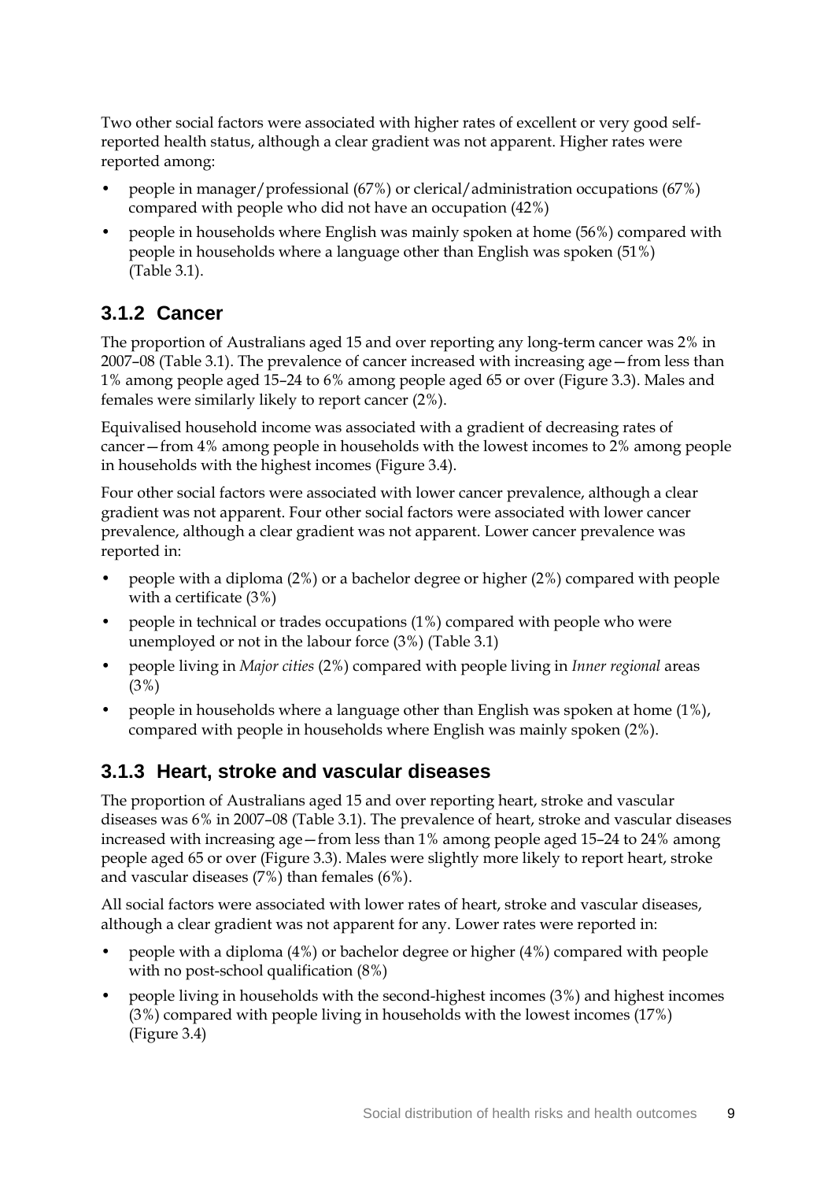Two other social factors were associated with higher rates of excellent or very good self-reported health status, although a clear gradient was not apparent. Higher rates were reported among:

- people in manager/professional (67%) or clerical/administration occupations (67%) compared with people who did not have an occupation (42%)
- people in households where English was mainly spoken at home (56%) compared with people in households where a language other than English was spoken (51%) (Table 3.1).

### 3.1.2 Cancer

The proportion of Australians aged 15 and over reporting any long-term cancer was 2% in 2007–08 (Table 3.1). The prevalence of cancer increased with increasing age—from less than 1% among people aged 15–24 to 6% among people aged 65 or over (Figure 3.3). Males and females were similarly likely to report cancer (2%).

Equivalised household income was associated with a gradient of decreasing rates of cancer—from 4% among people in households with the lowest incomes to 2% among people in households with the highest incomes (Figure 3.4).

Four other social factors were associated with lower cancer prevalence, although a clear gradient was not apparent. Four other social factors were associated with lower cancer prevalence, although a clear gradient was not apparent. Lower cancer prevalence was reported in:

- people with a diploma (2%) or a bachelor degree or higher (2%) compared with people with a certificate (3%)
- people in technical or trades occupations (1%) compared with people who were unemployed or not in the labour force (3%) (Table 3.1)
- people living in *Major cities* (2%) compared with people living in *Inner regional* areas (3%)
- people in households where a language other than English was spoken at home (1%), compared with people in households where English was mainly spoken (2%).

### 3.1.3 Heart, stroke and vascular diseases

The proportion of Australians aged 15 and over reporting heart, stroke and vascular diseases was 6% in 2007–08 (Table 3.1). The prevalence of heart, stroke and vascular diseases increased with increasing age—from less than 1% among people aged 15–24 to 24% among people aged 65 or over (Figure 3.3). Males were slightly more likely to report heart, stroke and vascular diseases (7%) than females (6%).

All social factors were associated with lower rates of heart, stroke and vascular diseases, although a clear gradient was not apparent for any. Lower rates were reported in:

- people with a diploma (4%) or bachelor degree or higher (4%) compared with people with no post-school qualification (8%)
- people living in households with the second-highest incomes (3%) and highest incomes (3%) compared with people living in households with the lowest incomes (17%) (Figure 3.4)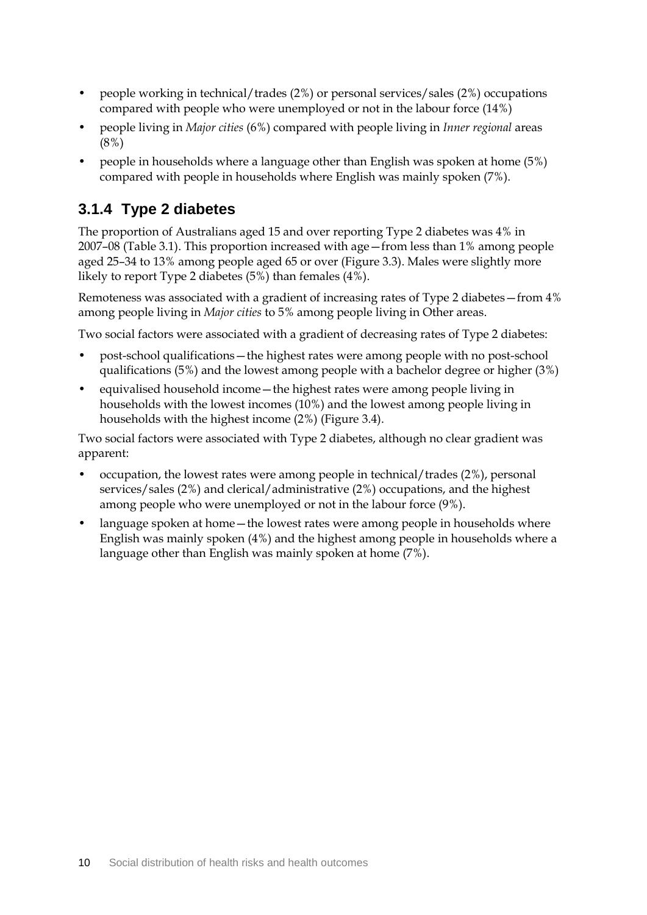- people working in technical/trades (2%) or personal services/sales (2%) occupations compared with people who were unemployed or not in the labour force (14%)
- people living in *Major cities* (6%) compared with people living in *Inner regional* areas (8%)
- people in households where a language other than English was spoken at home (5%) compared with people in households where English was mainly spoken (7%).

### 3.1.4 Type 2 diabetes

The proportion of Australians aged 15 and over reporting Type 2 diabetes was 4% in 2007–08 (Table 3.1). This proportion increased with age—from less than 1% among people aged 25–34 to 13% among people aged 65 or over (Figure 3.3). Males were slightly more likely to report Type 2 diabetes (5%) than females (4%).

Remoteness was associated with a gradient of increasing rates of Type 2 diabetes—from 4% among people living in *Major cities* to 5% among people living in Other areas.

Two social factors were associated with a gradient of decreasing rates of Type 2 diabetes:

- post-school qualifications—the highest rates were among people with no post-school qualifications (5%) and the lowest among people with a bachelor degree or higher (3%)
- equivalised household income—the highest rates were among people living in households with the lowest incomes (10%) and the lowest among people living in households with the highest income (2%) (Figure 3.4).

Two social factors were associated with Type 2 diabetes, although no clear gradient was apparent:

- occupation, the lowest rates were among people in technical/trades (2%), personal services/sales (2%) and clerical/administrative (2%) occupations, and the highest among people who were unemployed or not in the labour force (9%).
- language spoken at home—the lowest rates were among people in households where English was mainly spoken (4%) and the highest among people in households where a language other than English was mainly spoken at home (7%).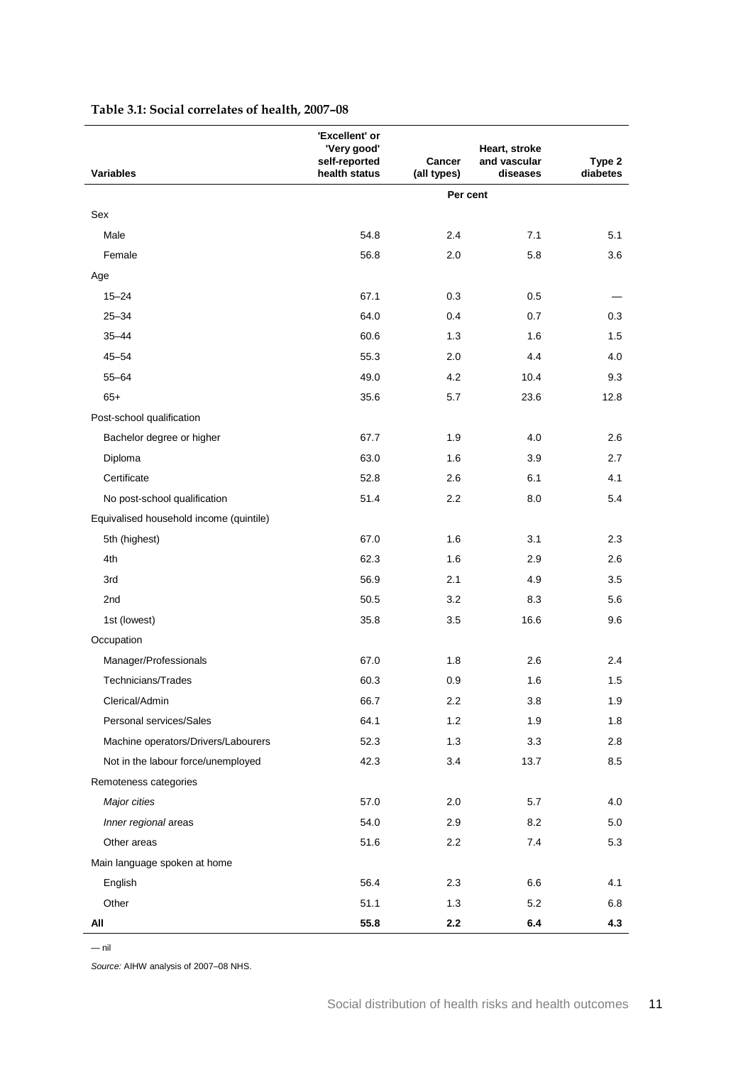**Table 3.1: Social correlates of health, 2007–08**

| Variables | 'Excellent' or 'Very good' self-reported health status | Cancer (all types) | Heart, stroke and vascular diseases | Type 2 diabetes |
|---|---|---|---|---|
| | Per cent | | | |
| Sex | | | | |
| Male | 54.8 | 2.4 | 7.1 | 5.1 |
| Female | 56.8 | 2.0 | 5.8 | 3.6 |
| Age | | | | |
| 15–24 | 67.1 | 0.3 | 0.5 | — |
| 25–34 | 64.0 | 0.4 | 0.7 | 0.3 |
| 35–44 | 60.6 | 1.3 | 1.6 | 1.5 |
| 45–54 | 55.3 | 2.0 | 4.4 | 4.0 |
| 55–64 | 49.0 | 4.2 | 10.4 | 9.3 |
| 65+ | 35.6 | 5.7 | 23.6 | 12.8 |
| Post-school qualification | | | | |
| Bachelor degree or higher | 67.7 | 1.9 | 4.0 | 2.6 |
| Diploma | 63.0 | 1.6 | 3.9 | 2.7 |
| Certificate | 52.8 | 2.6 | 6.1 | 4.1 |
| No post-school qualification | 51.4 | 2.2 | 8.0 | 5.4 |
| Equivalised household income (quintile) | | | | |
| 5th (highest) | 67.0 | 1.6 | 3.1 | 2.3 |
| 4th | 62.3 | 1.6 | 2.9 | 2.6 |
| 3rd | 56.9 | 2.1 | 4.9 | 3.5 |
| 2nd | 50.5 | 3.2 | 8.3 | 5.6 |
| 1st (lowest) | 35.8 | 3.5 | 16.6 | 9.6 |
| Occupation | | | | |
| Manager/Professionals | 67.0 | 1.8 | 2.6 | 2.4 |
| Technicians/Trades | 60.3 | 0.9 | 1.6 | 1.5 |
| Clerical/Admin | 66.7 | 2.2 | 3.8 | 1.9 |
| Personal services/Sales | 64.1 | 1.2 | 1.9 | 1.8 |
| Machine operators/Drivers/Labourers | 52.3 | 1.3 | 3.3 | 2.8 |
| Not in the labour force/unemployed | 42.3 | 3.4 | 13.7 | 8.5 |
| Remoteness categories | | | | |
| *Major cities* | 57.0 | 2.0 | 5.7 | 4.0 |
| *Inner regional* areas | 54.0 | 2.9 | 8.2 | 5.0 |
| Other areas | 51.6 | 2.2 | 7.4 | 5.3 |
| Main language spoken at home | | | | |
| English | 56.4 | 2.3 | 6.6 | 4.1 |
| Other | 51.1 | 1.3 | 5.2 | 6.8 |
| **All** | **55.8** | **2.2** | **6.4** | **4.3** |

— nil

*Source:* AIHW analysis of 2007–08 NHS.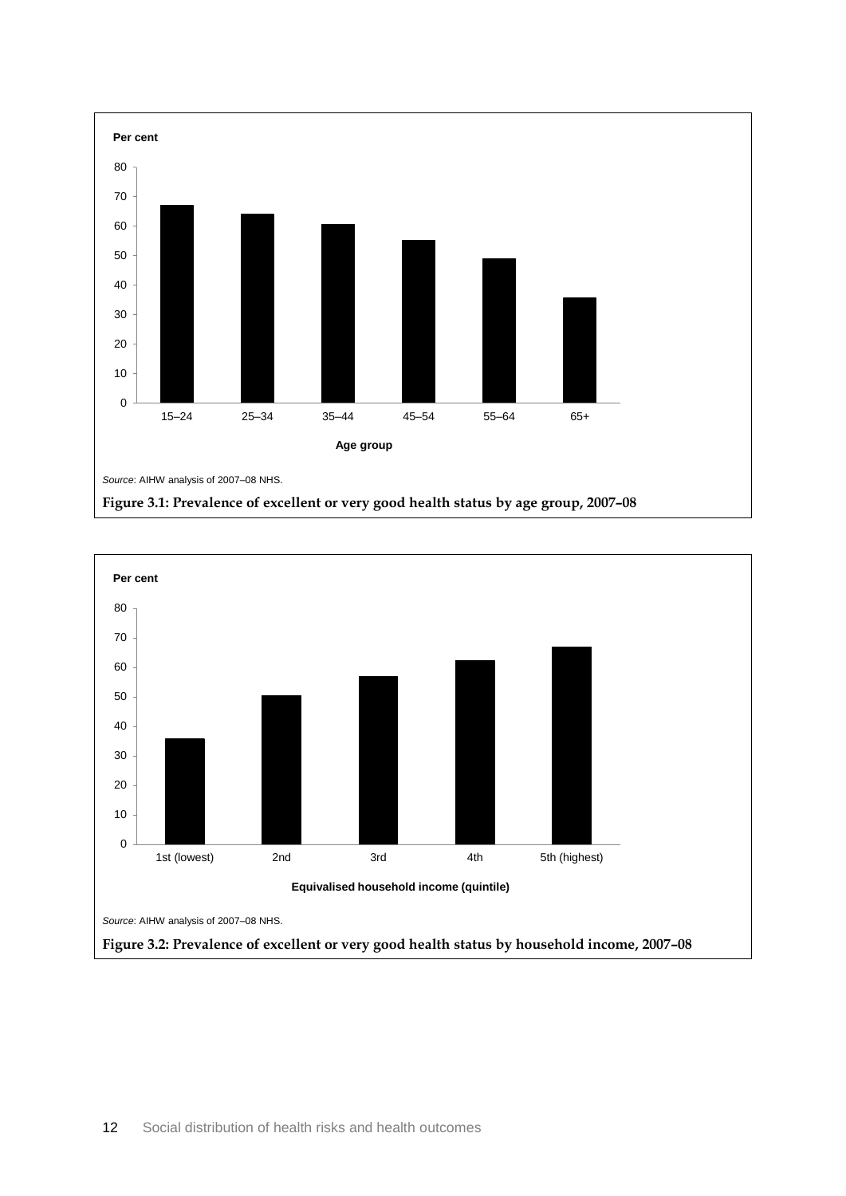Per cent

80
70
60
50
40
30
20
10
0

15–24
25–34
35–44
45–54
55–64
65+

Age group

*Source*: AIHW analysis of 2007–08 NHS.

**Figure 3.1: Prevalence of excellent or very good health status by age group, 2007–08**

Per cent

80
70
60
50
40
30
20
10
0

1st (lowest)
2nd
3rd
4th
5th (highest)

Equivalised household income (quintile)

*Source*: AIHW analysis of 2007–08 NHS.

**Figure 3.2: Prevalence of excellent or very good health status by household income, 2007–08**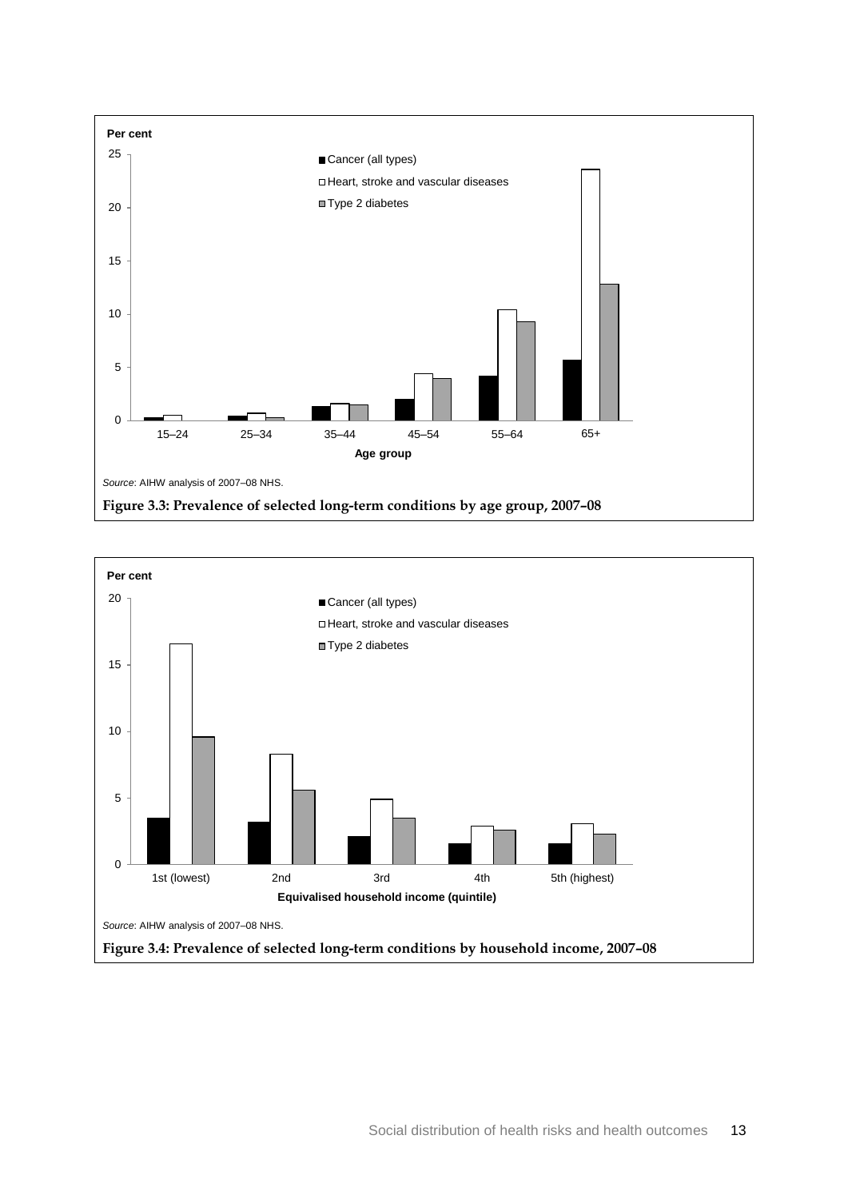Per cent

25

20

15

10

5

0

■ Cancer (all types)

□ Heart, stroke and vascular diseases

■ Type 2 diabetes

15–24

25–34

35–44

45–54

55–64

65+

**Age group**

*Source*: AIHW analysis of 2007–08 NHS.

**Figure 3.3: Prevalence of selected long-term conditions by age group, 2007–08**

Per cent

20

15

10

5

0

■ Cancer (all types)

□ Heart, stroke and vascular diseases

■ Type 2 diabetes

1st (lowest)

2nd

3rd

4th

5th (highest)

**Equivalised household income (quintile)**

*Source*: AIHW analysis of 2007–08 NHS.

**Figure 3.4: Prevalence of selected long-term conditions by household income, 2007–08**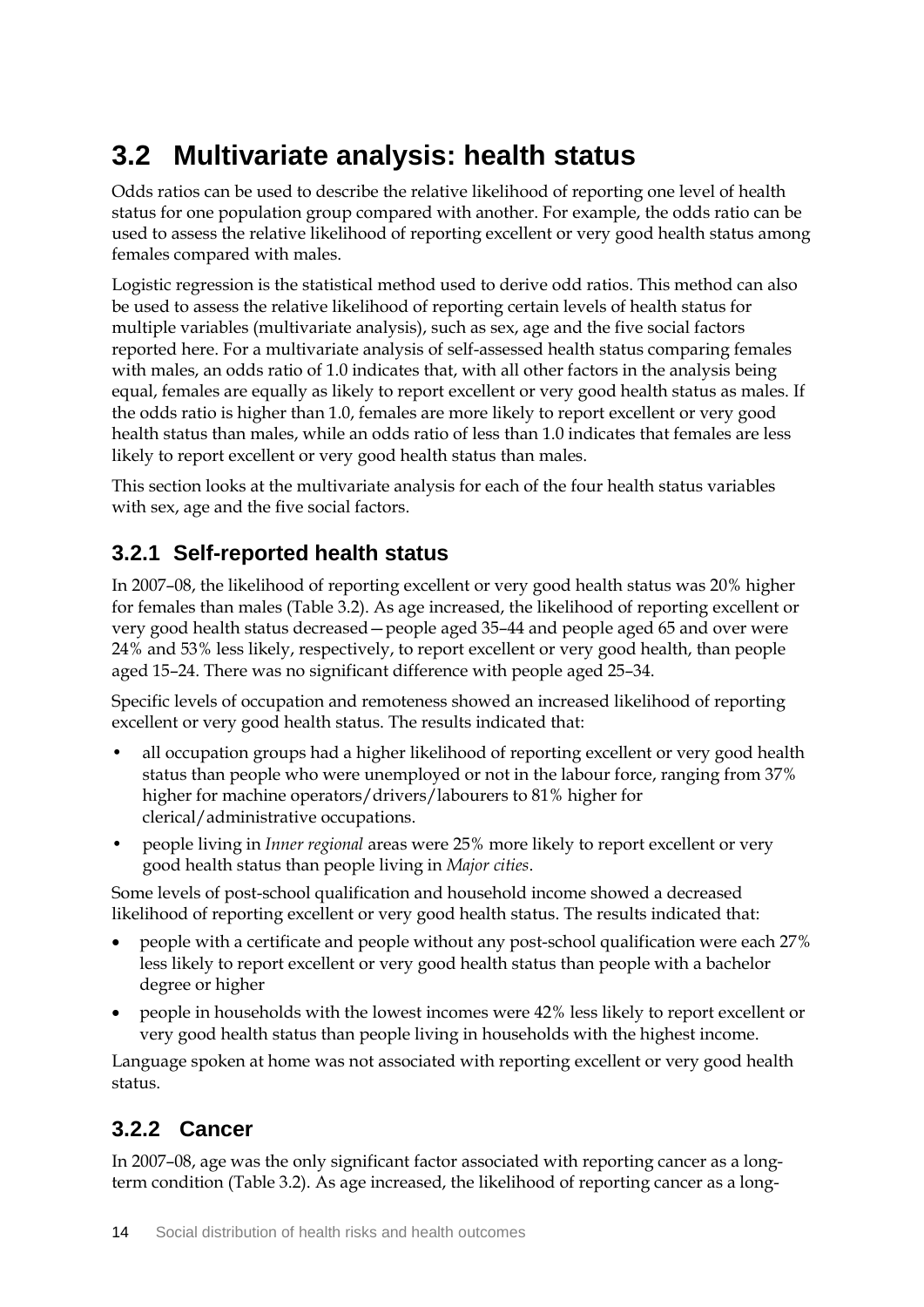## 3.2 Multivariate analysis: health status

Odds ratios can be used to describe the relative likelihood of reporting one level of health status for one population group compared with another. For example, the odds ratio can be used to assess the relative likelihood of reporting excellent or very good health status among females compared with males.

Logistic regression is the statistical method used to derive odd ratios. This method can also be used to assess the relative likelihood of reporting certain levels of health status for multiple variables (multivariate analysis), such as sex, age and the five social factors reported here. For a multivariate analysis of self-assessed health status comparing females with males, an odds ratio of 1.0 indicates that, with all other factors in the analysis being equal, females are equally as likely to report excellent or very good health status as males. If the odds ratio is higher than 1.0, females are more likely to report excellent or very good health status than males, while an odds ratio of less than 1.0 indicates that females are less likely to report excellent or very good health status than males.

This section looks at the multivariate analysis for each of the four health status variables with sex, age and the five social factors.

### 3.2.1 Self-reported health status

In 2007–08, the likelihood of reporting excellent or very good health status was 20% higher for females than males (Table 3.2). As age increased, the likelihood of reporting excellent or very good health status decreased—people aged 35–44 and people aged 65 and over were 24% and 53% less likely, respectively, to report excellent or very good health, than people aged 15–24. There was no significant difference with people aged 25–34.

Specific levels of occupation and remoteness showed an increased likelihood of reporting excellent or very good health status. The results indicated that:

- all occupation groups had a higher likelihood of reporting excellent or very good health status than people who were unemployed or not in the labour force, ranging from 37% higher for machine operators/drivers/labourers to 81% higher for clerical/administrative occupations.
- people living in *Inner regional* areas were 25% more likely to report excellent or very good health status than people living in *Major cities*.

Some levels of post-school qualification and household income showed a decreased likelihood of reporting excellent or very good health status. The results indicated that:

- people with a certificate and people without any post-school qualification were each 27% less likely to report excellent or very good health status than people with a bachelor degree or higher
- people in households with the lowest incomes were 42% less likely to report excellent or very good health status than people living in households with the highest income.

Language spoken at home was not associated with reporting excellent or very good health status.

### 3.2.2 Cancer

In 2007–08, age was the only significant factor associated with reporting cancer as a long-term condition (Table 3.2). As age increased, the likelihood of reporting cancer as a long-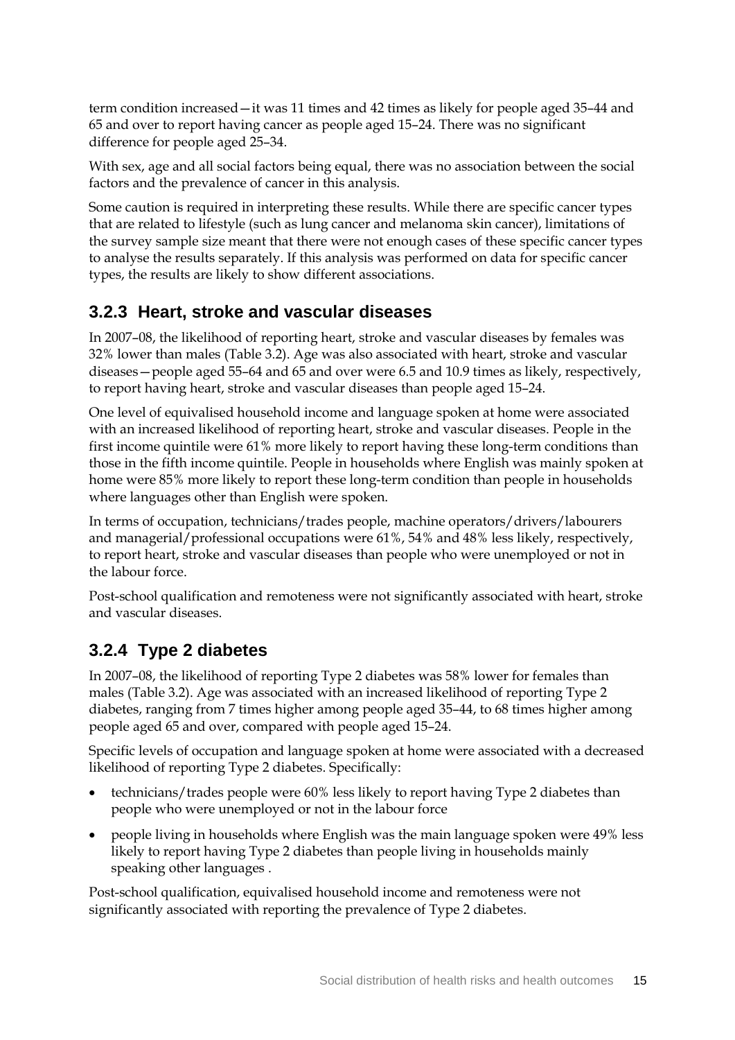term condition increased—it was 11 times and 42 times as likely for people aged 35–44 and 65 and over to report having cancer as people aged 15–24. There was no significant difference for people aged 25–34.

With sex, age and all social factors being equal, there was no association between the social factors and the prevalence of cancer in this analysis.

Some caution is required in interpreting these results. While there are specific cancer types that are related to lifestyle (such as lung cancer and melanoma skin cancer), limitations of the survey sample size meant that there were not enough cases of these specific cancer types to analyse the results separately. If this analysis was performed on data for specific cancer types, the results are likely to show different associations.

### 3.2.3 Heart, stroke and vascular diseases

In 2007–08, the likelihood of reporting heart, stroke and vascular diseases by females was 32% lower than males (Table 3.2). Age was also associated with heart, stroke and vascular diseases—people aged 55–64 and 65 and over were 6.5 and 10.9 times as likely, respectively, to report having heart, stroke and vascular diseases than people aged 15–24.

One level of equivalised household income and language spoken at home were associated with an increased likelihood of reporting heart, stroke and vascular diseases. People in the first income quintile were 61% more likely to report having these long-term conditions than those in the fifth income quintile. People in households where English was mainly spoken at home were 85% more likely to report these long-term condition than people in households where languages other than English were spoken.

In terms of occupation, technicians/trades people, machine operators/drivers/labourers and managerial/professional occupations were 61%, 54% and 48% less likely, respectively, to report heart, stroke and vascular diseases than people who were unemployed or not in the labour force.

Post-school qualification and remoteness were not significantly associated with heart, stroke and vascular diseases.

### 3.2.4 Type 2 diabetes

In 2007–08, the likelihood of reporting Type 2 diabetes was 58% lower for females than males (Table 3.2). Age was associated with an increased likelihood of reporting Type 2 diabetes, ranging from 7 times higher among people aged 35–44, to 68 times higher among people aged 65 and over, compared with people aged 15–24.

Specific levels of occupation and language spoken at home were associated with a decreased likelihood of reporting Type 2 diabetes. Specifically:

- technicians/trades people were 60% less likely to report having Type 2 diabetes than people who were unemployed or not in the labour force
- people living in households where English was the main language spoken were 49% less likely to report having Type 2 diabetes than people living in households mainly speaking other languages .

Post-school qualification, equivalised household income and remoteness were not significantly associated with reporting the prevalence of Type 2 diabetes.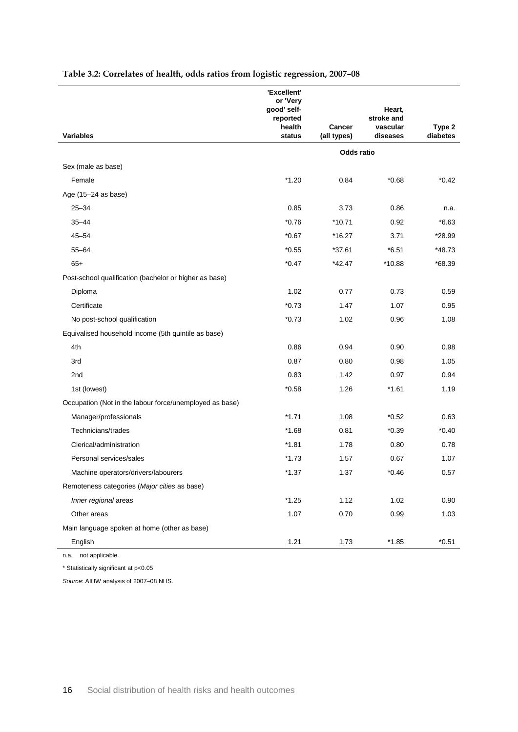**Table 3.2: Correlates of health, odds ratios from logistic regression, 2007–08**

| Variables | 'Excellent' or 'Very good' self-reported health status | Cancer (all types) | Heart, stroke and vascular diseases | Type 2 diabetes |
|---|---|---|---|---|
| | Odds ratio | | | |
| Sex (male as base) | | | | |
| Female | *1.20 | 0.84 | *0.68 | *0.42 |
| Age (15–24 as base) | | | | |
| 25–34 | 0.85 | 3.73 | 0.86 | n.a. |
| 35–44 | *0.76 | *10.71 | 0.92 | *6.63 |
| 45–54 | *0.67 | *16.27 | 3.71 | *28.99 |
| 55–64 | *0.55 | *37.61 | *6.51 | *48.73 |
| 65+ | *0.47 | *42.47 | *10.88 | *68.39 |
| Post-school qualification (bachelor or higher as base) | | | | |
| Diploma | 1.02 | 0.77 | 0.73 | 0.59 |
| Certificate | *0.73 | 1.47 | 1.07 | 0.95 |
| No post-school qualification | *0.73 | 1.02 | 0.96 | 1.08 |
| Equivalised household income (5th quintile as base) | | | | |
| 4th | 0.86 | 0.94 | 0.90 | 0.98 |
| 3rd | 0.87 | 0.80 | 0.98 | 1.05 |
| 2nd | 0.83 | 1.42 | 0.97 | 0.94 |
| 1st (lowest) | *0.58 | 1.26 | *1.61 | 1.19 |
| Occupation (Not in the labour force/unemployed as base) | | | | |
| Manager/professionals | *1.71 | 1.08 | *0.52 | 0.63 |
| Technicians/trades | *1.68 | 0.81 | *0.39 | *0.40 |
| Clerical/administration | *1.81 | 1.78 | 0.80 | 0.78 |
| Personal services/sales | *1.73 | 1.57 | 0.67 | 1.07 |
| Machine operators/drivers/labourers | *1.37 | 1.37 | *0.46 | 0.57 |
| Remoteness categories (*Major cities* as base) | | | | |
| *Inner regional* areas | *1.25 | 1.12 | 1.02 | 0.90 |
| Other areas | 1.07 | 0.70 | 0.99 | 1.03 |
| Main language spoken at home (other as base) | | | | |
| English | 1.21 | 1.73 | *1.85 | *0.51 |

n.a. not applicable.

* Statistically significant at $p<0.05$

*Source*: AIHW analysis of 2007–08 NHS.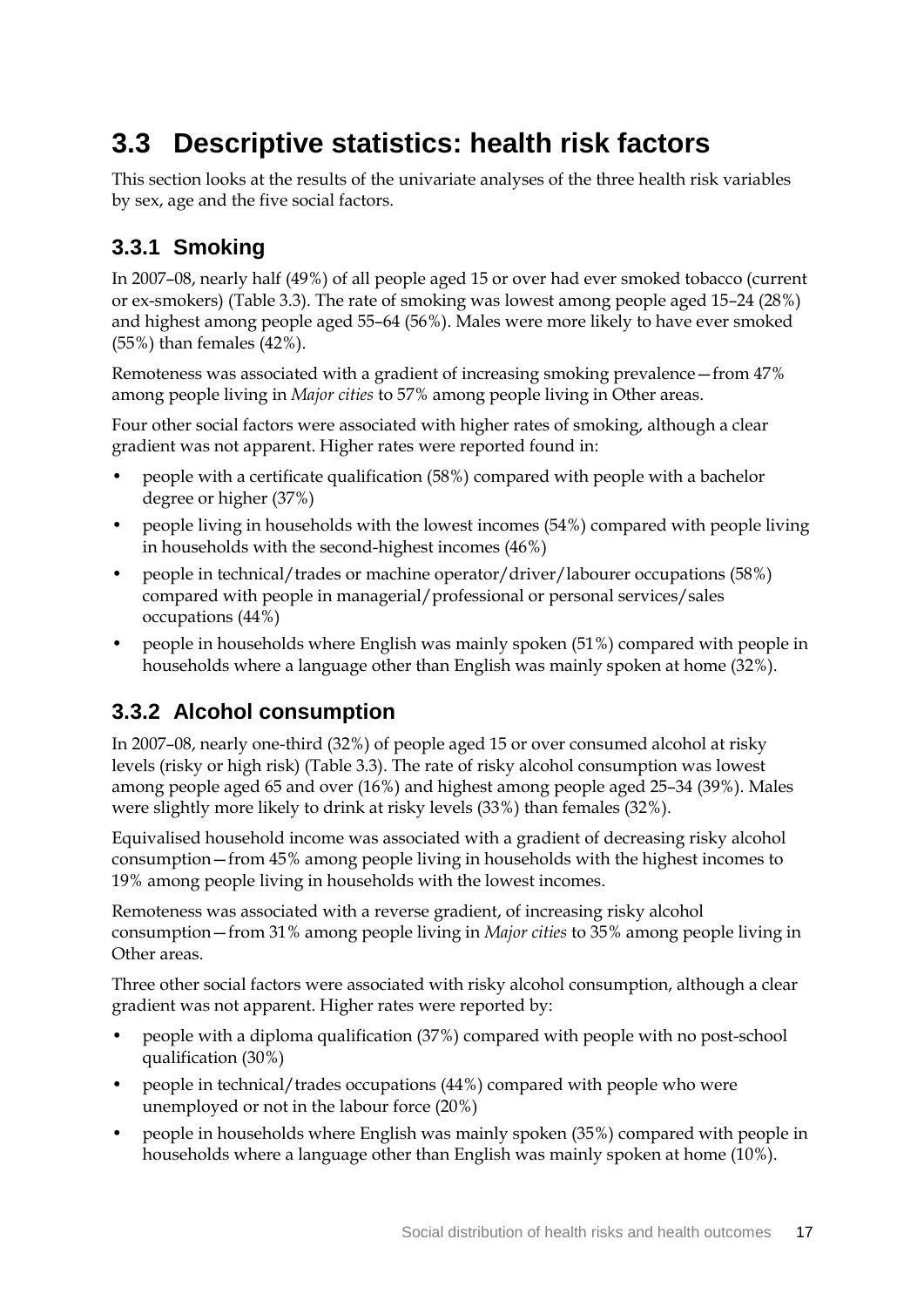# 3.3 Descriptive statistics: health risk factors

This section looks at the results of the univariate analyses of the three health risk variables by sex, age and the five social factors.

## 3.3.1 Smoking

In 2007–08, nearly half (49%) of all people aged 15 or over had ever smoked tobacco (current or ex-smokers) (Table 3.3). The rate of smoking was lowest among people aged 15–24 (28%) and highest among people aged 55–64 (56%). Males were more likely to have ever smoked (55%) than females (42%).

Remoteness was associated with a gradient of increasing smoking prevalence—from 47% among people living in *Major cities* to 57% among people living in Other areas.

Four other social factors were associated with higher rates of smoking, although a clear gradient was not apparent. Higher rates were reported found in:

- people with a certificate qualification (58%) compared with people with a bachelor degree or higher (37%)
- people living in households with the lowest incomes (54%) compared with people living in households with the second-highest incomes (46%)
- people in technical/trades or machine operator/driver/labourer occupations (58%) compared with people in managerial/professional or personal services/sales occupations (44%)
- people in households where English was mainly spoken (51%) compared with people in households where a language other than English was mainly spoken at home (32%).

## 3.3.2 Alcohol consumption

In 2007–08, nearly one-third (32%) of people aged 15 or over consumed alcohol at risky levels (risky or high risk) (Table 3.3). The rate of risky alcohol consumption was lowest among people aged 65 and over (16%) and highest among people aged 25–34 (39%). Males were slightly more likely to drink at risky levels (33%) than females (32%).

Equivalised household income was associated with a gradient of decreasing risky alcohol consumption—from 45% among people living in households with the highest incomes to 19% among people living in households with the lowest incomes.

Remoteness was associated with a reverse gradient, of increasing risky alcohol consumption—from 31% among people living in *Major cities* to 35% among people living in Other areas.

Three other social factors were associated with risky alcohol consumption, although a clear gradient was not apparent. Higher rates were reported by:

- people with a diploma qualification (37%) compared with people with no post-school qualification (30%)
- people in technical/trades occupations (44%) compared with people who were unemployed or not in the labour force (20%)
- people in households where English was mainly spoken (35%) compared with people in households where a language other than English was mainly spoken at home (10%).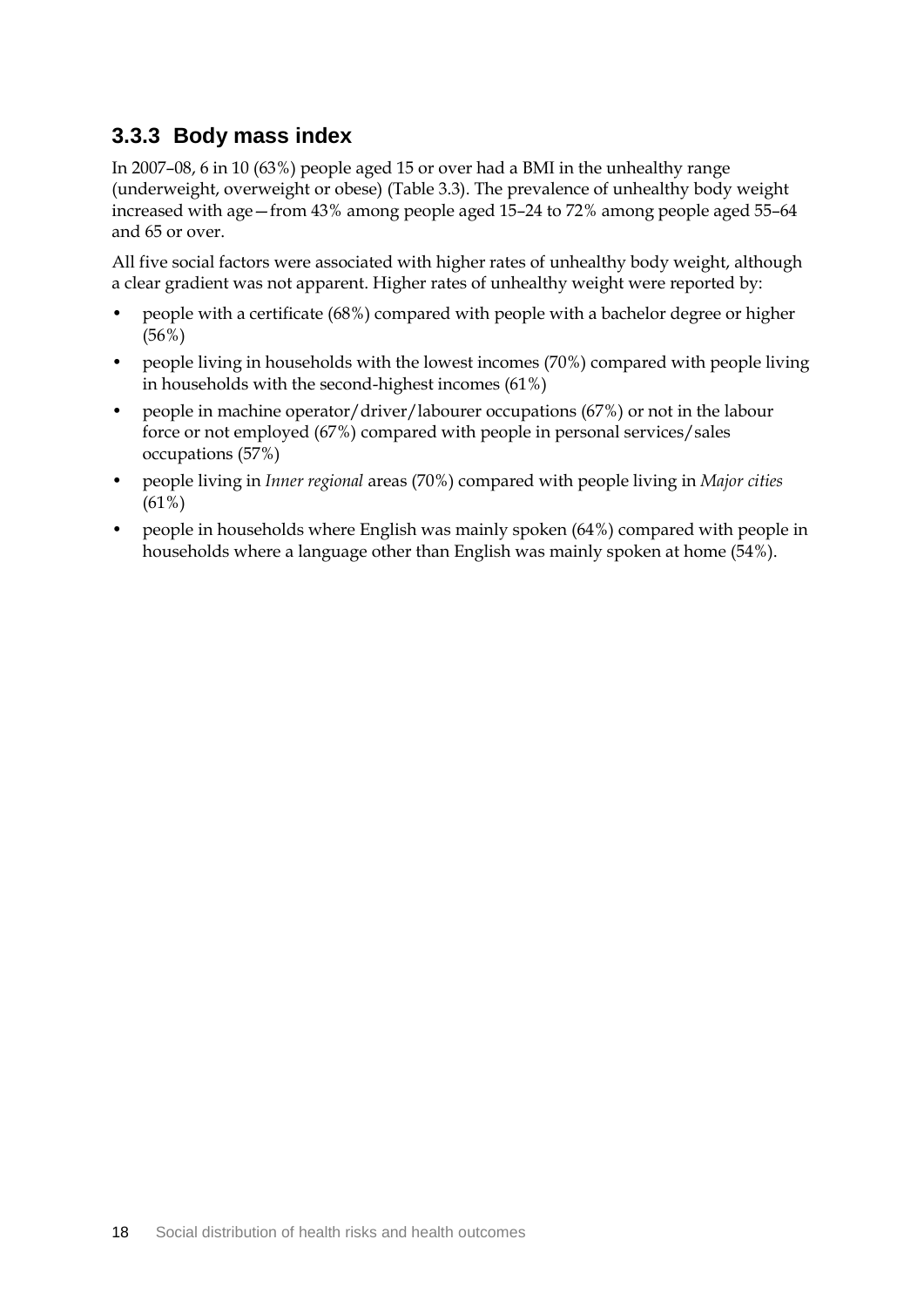### 3.3.3 Body mass index

In 2007–08, 6 in 10 (63%) people aged 15 or over had a BMI in the unhealthy range (underweight, overweight or obese) (Table 3.3). The prevalence of unhealthy body weight increased with age—from 43% among people aged 15–24 to 72% among people aged 55–64 and 65 or over.

All five social factors were associated with higher rates of unhealthy body weight, although a clear gradient was not apparent. Higher rates of unhealthy weight were reported by:

- people with a certificate (68%) compared with people with a bachelor degree or higher (56%)
- people living in households with the lowest incomes (70%) compared with people living in households with the second-highest incomes (61%)
- people in machine operator/driver/labourer occupations (67%) or not in the labour force or not employed (67%) compared with people in personal services/sales occupations (57%)
- people living in *Inner regional* areas (70%) compared with people living in *Major cities* (61%)
- people in households where English was mainly spoken (64%) compared with people in households where a language other than English was mainly spoken at home (54%).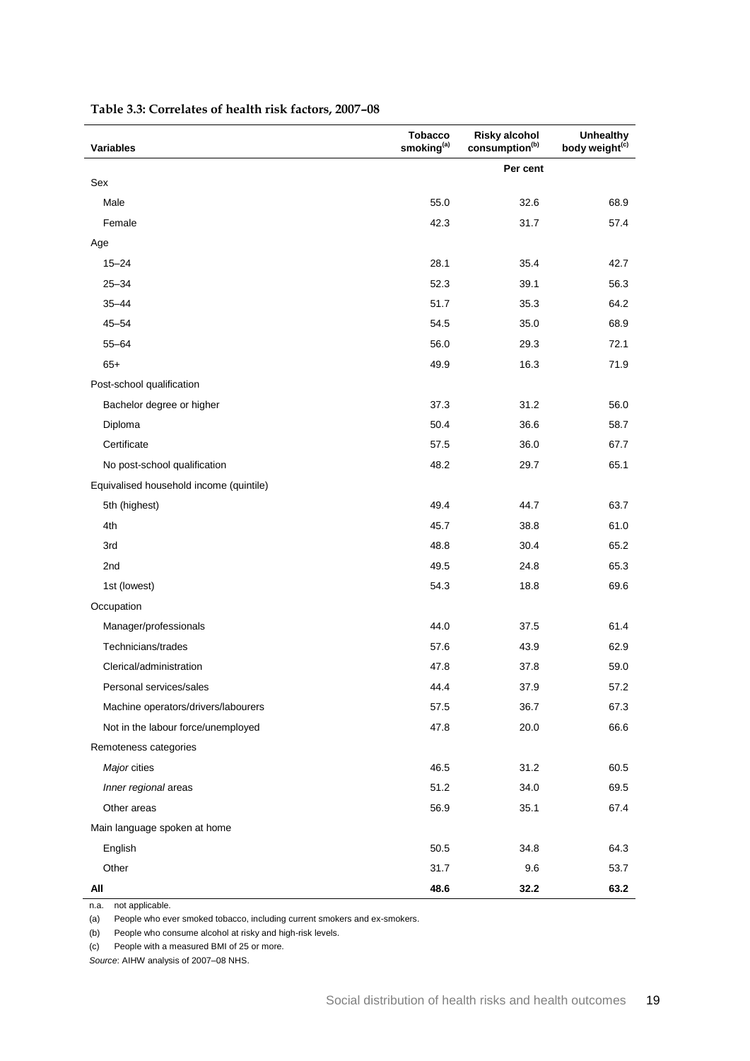**Table 3.3: Correlates of health risk factors, 2007–08**

| Variables | Tobacco smoking[(a)] | Risky alcohol consumption[(b)] | Unhealthy body weight[(c)] |
|---|---|---|---|
| | | Per cent | |
| Sex | | | |
| Male | 55.0 | 32.6 | 68.9 |
| Female | 42.3 | 31.7 | 57.4 |
| Age | | | |
| 15–24 | 28.1 | 35.4 | 42.7 |
| 25–34 | 52.3 | 39.1 | 56.3 |
| 35–44 | 51.7 | 35.3 | 64.2 |
| 45–54 | 54.5 | 35.0 | 68.9 |
| 55–64 | 56.0 | 29.3 | 72.1 |
| 65+ | 49.9 | 16.3 | 71.9 |
| Post-school qualification | | | |
| Bachelor degree or higher | 37.3 | 31.2 | 56.0 |
| Diploma | 50.4 | 36.6 | 58.7 |
| Certificate | 57.5 | 36.0 | 67.7 |
| No post-school qualification | 48.2 | 29.7 | 65.1 |
| Equivalised household income (quintile) | | | |
| 5th (highest) | 49.4 | 44.7 | 63.7 |
| 4th | 45.7 | 38.8 | 61.0 |
| 3rd | 48.8 | 30.4 | 65.2 |
| 2nd | 49.5 | 24.8 | 65.3 |
| 1st (lowest) | 54.3 | 18.8 | 69.6 |
| Occupation | | | |
| Manager/professionals | 44.0 | 37.5 | 61.4 |
| Technicians/trades | 57.6 | 43.9 | 62.9 |
| Clerical/administration | 47.8 | 37.8 | 59.0 |
| Personal services/sales | 44.4 | 37.9 | 57.2 |
| Machine operators/drivers/labourers | 57.5 | 36.7 | 67.3 |
| Not in the labour force/unemployed | 47.8 | 20.0 | 66.6 |
| Remoteness categories | | | |
| *Major* cities | 46.5 | 31.2 | 60.5 |
| *Inner regional* areas | 51.2 | 34.0 | 69.5 |
| Other areas | 56.9 | 35.1 | 67.4 |
| Main language spoken at home | | | |
| English | 50.5 | 34.8 | 64.3 |
| Other | 31.7 | 9.6 | 53.7 |
| **All** | **48.6** | **32.2** | **63.2** |

n.a. not applicable.

(a) People who ever smoked tobacco, including current smokers and ex-smokers.

(b) People who consume alcohol at risky and high-risk levels.

(c) People with a measured BMI of 25 or more.

*Source*: AIHW analysis of 2007–08 NHS.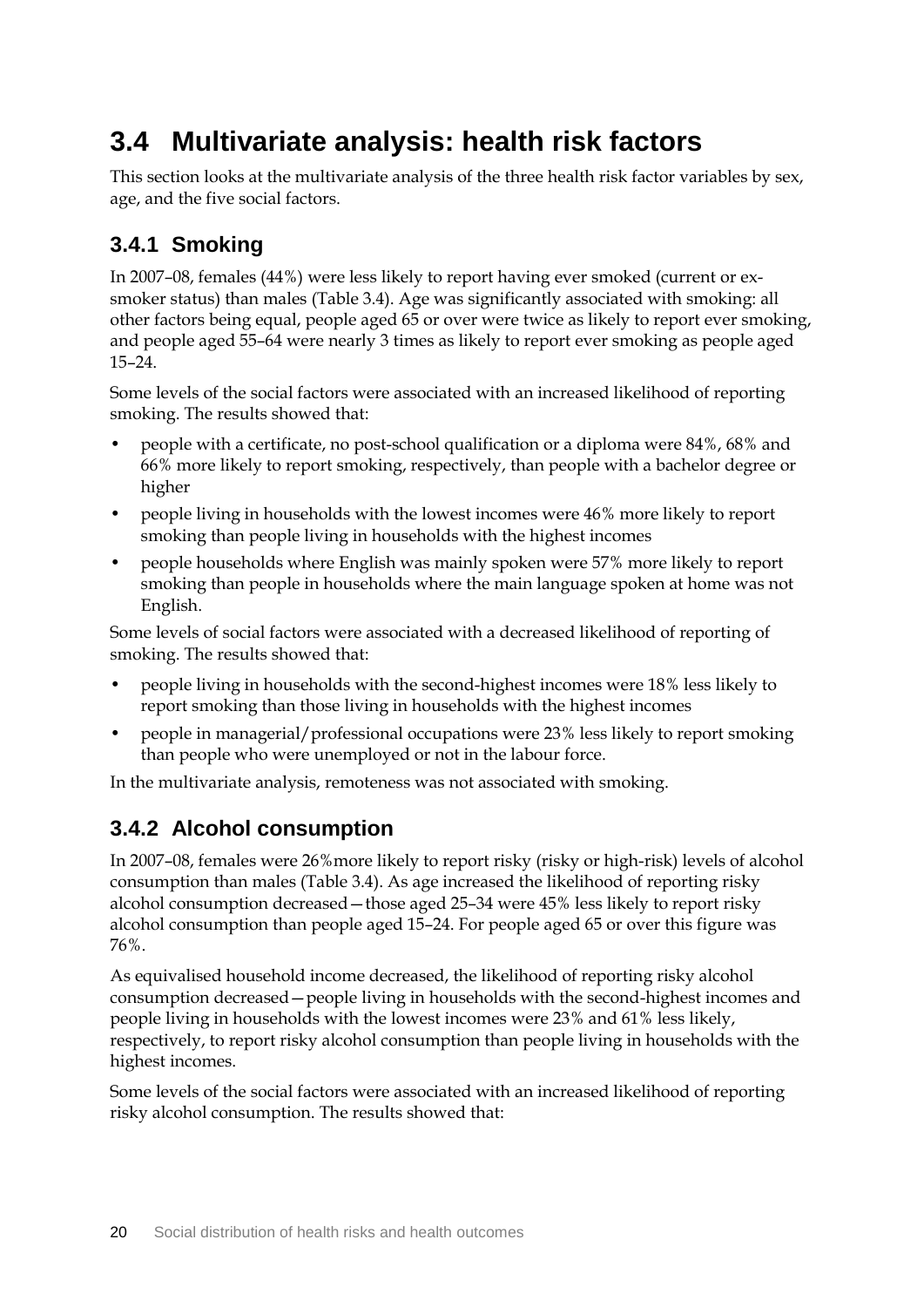# 3.4 Multivariate analysis: health risk factors

This section looks at the multivariate analysis of the three health risk factor variables by sex, age, and the five social factors.

## 3.4.1 Smoking

In 2007–08, females (44%) were less likely to report having ever smoked (current or ex-smoker status) than males (Table 3.4). Age was significantly associated with smoking: all other factors being equal, people aged 65 or over were twice as likely to report ever smoking, and people aged 55–64 were nearly 3 times as likely to report ever smoking as people aged 15–24.

Some levels of the social factors were associated with an increased likelihood of reporting smoking. The results showed that:

- people with a certificate, no post-school qualification or a diploma were 84%, 68% and 66% more likely to report smoking, respectively, than people with a bachelor degree or higher
- people living in households with the lowest incomes were 46% more likely to report smoking than people living in households with the highest incomes
- people households where English was mainly spoken were 57% more likely to report smoking than people in households where the main language spoken at home was not English.

Some levels of social factors were associated with a decreased likelihood of reporting of smoking. The results showed that:

- people living in households with the second-highest incomes were 18% less likely to report smoking than those living in households with the highest incomes
- people in managerial/professional occupations were 23% less likely to report smoking than people who were unemployed or not in the labour force.

In the multivariate analysis, remoteness was not associated with smoking.

## 3.4.2 Alcohol consumption

In 2007–08, females were 26%more likely to report risky (risky or high-risk) levels of alcohol consumption than males (Table 3.4). As age increased the likelihood of reporting risky alcohol consumption decreased—those aged 25–34 were 45% less likely to report risky alcohol consumption than people aged 15–24. For people aged 65 or over this figure was 76%.

As equivalised household income decreased, the likelihood of reporting risky alcohol consumption decreased—people living in households with the second-highest incomes and people living in households with the lowest incomes were 23% and 61% less likely, respectively, to report risky alcohol consumption than people living in households with the highest incomes.

Some levels of the social factors were associated with an increased likelihood of reporting risky alcohol consumption. The results showed that: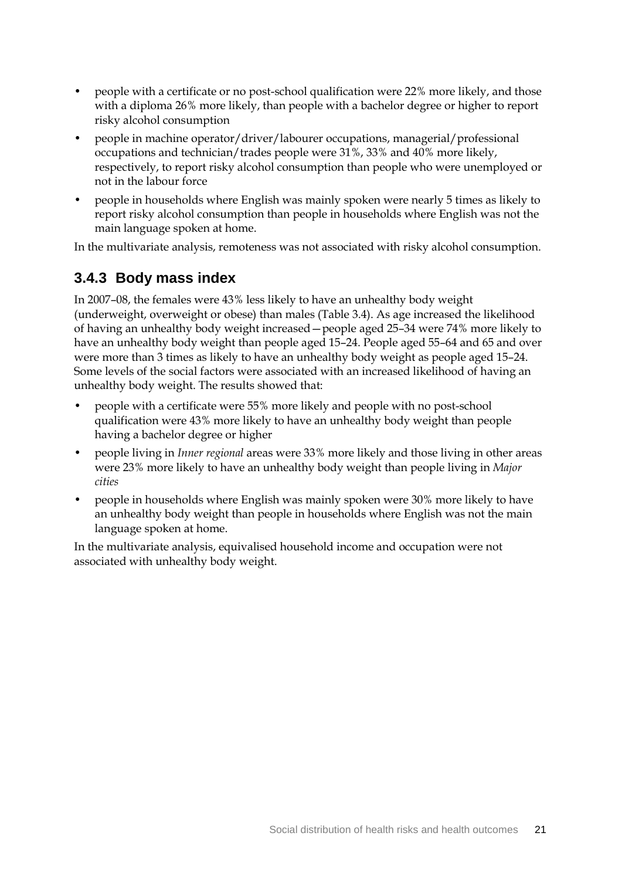- people with a certificate or no post-school qualification were 22% more likely, and those with a diploma 26% more likely, than people with a bachelor degree or higher to report risky alcohol consumption
- people in machine operator/driver/labourer occupations, managerial/professional occupations and technician/trades people were 31%, 33% and 40% more likely, respectively, to report risky alcohol consumption than people who were unemployed or not in the labour force
- people in households where English was mainly spoken were nearly 5 times as likely to report risky alcohol consumption than people in households where English was not the main language spoken at home.

In the multivariate analysis, remoteness was not associated with risky alcohol consumption.

### 3.4.3 Body mass index

In 2007–08, the females were 43% less likely to have an unhealthy body weight (underweight, overweight or obese) than males (Table 3.4). As age increased the likelihood of having an unhealthy body weight increased—people aged 25–34 were 74% more likely to have an unhealthy body weight than people aged 15–24. People aged 55–64 and 65 and over were more than 3 times as likely to have an unhealthy body weight as people aged 15–24. Some levels of the social factors were associated with an increased likelihood of having an unhealthy body weight. The results showed that:

- people with a certificate were 55% more likely and people with no post-school qualification were 43% more likely to have an unhealthy body weight than people having a bachelor degree or higher
- people living in *Inner regional* areas were 33% more likely and those living in other areas were 23% more likely to have an unhealthy body weight than people living in *Major cities*
- people in households where English was mainly spoken were 30% more likely to have an unhealthy body weight than people in households where English was not the main language spoken at home.

In the multivariate analysis, equivalised household income and occupation were not associated with unhealthy body weight.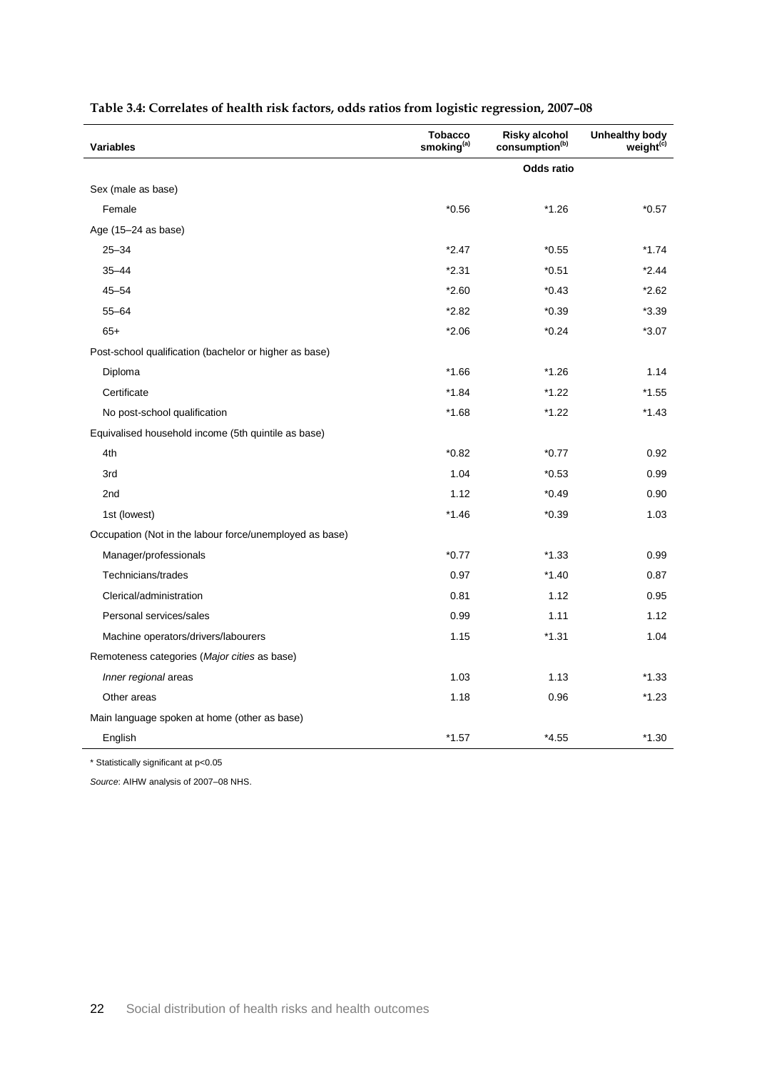**Table 3.4: Correlates of health risk factors, odds ratios from logistic regression, 2007–08**

| Variables | Tobacco smoking[(a)] | Risky alcohol consumption[(b)] | Unhealthy body weight[(c)] |
|---|---|---|---|
| | | Odds ratio | |
| Sex (male as base) | | | |
| Female | *0.56 | *1.26 | *0.57 |
| Age (15–24 as base) | | | |
| 25–34 | *2.47 | *0.55 | *1.74 |
| 35–44 | *2.31 | *0.51 | *2.44 |
| 45–54 | *2.60 | *0.43 | *2.62 |
| 55–64 | *2.82 | *0.39 | *3.39 |
| 65+ | *2.06 | *0.24 | *3.07 |
| Post-school qualification (bachelor or higher as base) | | | |
| Diploma | *1.66 | *1.26 | 1.14 |
| Certificate | *1.84 | *1.22 | *1.55 |
| No post-school qualification | *1.68 | *1.22 | *1.43 |
| Equivalised household income (5th quintile as base) | | | |
| 4th | *0.82 | *0.77 | 0.92 |
| 3rd | 1.04 | *0.53 | 0.99 |
| 2nd | 1.12 | *0.49 | 0.90 |
| 1st (lowest) | *1.46 | *0.39 | 1.03 |
| Occupation (Not in the labour force/unemployed as base) | | | |
| Manager/professionals | *0.77 | *1.33 | 0.99 |
| Technicians/trades | 0.97 | *1.40 | 0.87 |
| Clerical/administration | 0.81 | 1.12 | 0.95 |
| Personal services/sales | 0.99 | 1.11 | 1.12 |
| Machine operators/drivers/labourers | 1.15 | *1.31 | 1.04 |
| Remoteness categories (*Major cities* as base) | | | |
| *Inner regional* areas | 1.03 | 1.13 | *1.33 |
| Other areas | 1.18 | 0.96 | *1.23 |
| Main language spoken at home (other as base) | | | |
| English | *1.57 | *4.55 | *1.30 |

* Statistically significant at $p<0.05$

*Source*: AIHW analysis of 2007–08 NHS.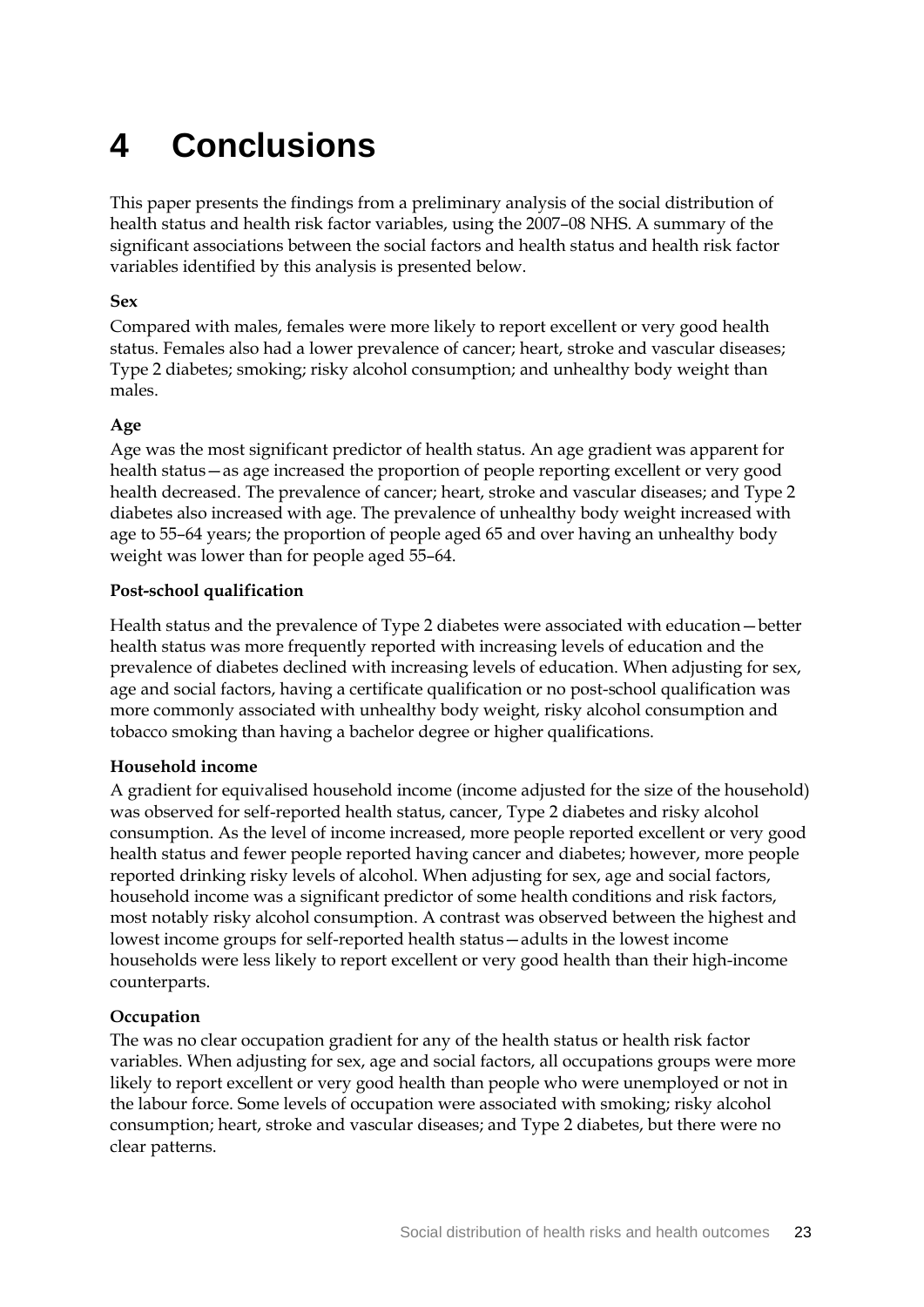# 4 Conclusions

This paper presents the findings from a preliminary analysis of the social distribution of health status and health risk factor variables, using the 2007–08 NHS. A summary of the significant associations between the social factors and health status and health risk factor variables identified by this analysis is presented below.

**Sex**

Compared with males, females were more likely to report excellent or very good health status. Females also had a lower prevalence of cancer; heart, stroke and vascular diseases; Type 2 diabetes; smoking; risky alcohol consumption; and unhealthy body weight than males.

**Age**

Age was the most significant predictor of health status. An age gradient was apparent for health status—as age increased the proportion of people reporting excellent or very good health decreased. The prevalence of cancer; heart, stroke and vascular diseases; and Type 2 diabetes also increased with age. The prevalence of unhealthy body weight increased with age to 55–64 years; the proportion of people aged 65 and over having an unhealthy body weight was lower than for people aged 55–64.

**Post-school qualification**

Health status and the prevalence of Type 2 diabetes were associated with education—better health status was more frequently reported with increasing levels of education and the prevalence of diabetes declined with increasing levels of education. When adjusting for sex, age and social factors, having a certificate qualification or no post-school qualification was more commonly associated with unhealthy body weight, risky alcohol consumption and tobacco smoking than having a bachelor degree or higher qualifications.

**Household income**

A gradient for equivalised household income (income adjusted for the size of the household) was observed for self-reported health status, cancer, Type 2 diabetes and risky alcohol consumption. As the level of income increased, more people reported excellent or very good health status and fewer people reported having cancer and diabetes; however, more people reported drinking risky levels of alcohol. When adjusting for sex, age and social factors, household income was a significant predictor of some health conditions and risk factors, most notably risky alcohol consumption. A contrast was observed between the highest and lowest income groups for self-reported health status—adults in the lowest income households were less likely to report excellent or very good health than their high-income counterparts.

**Occupation**

The was no clear occupation gradient for any of the health status or health risk factor variables. When adjusting for sex, age and social factors, all occupations groups were more likely to report excellent or very good health than people who were unemployed or not in the labour force. Some levels of occupation were associated with smoking; risky alcohol consumption; heart, stroke and vascular diseases; and Type 2 diabetes, but there were no clear patterns.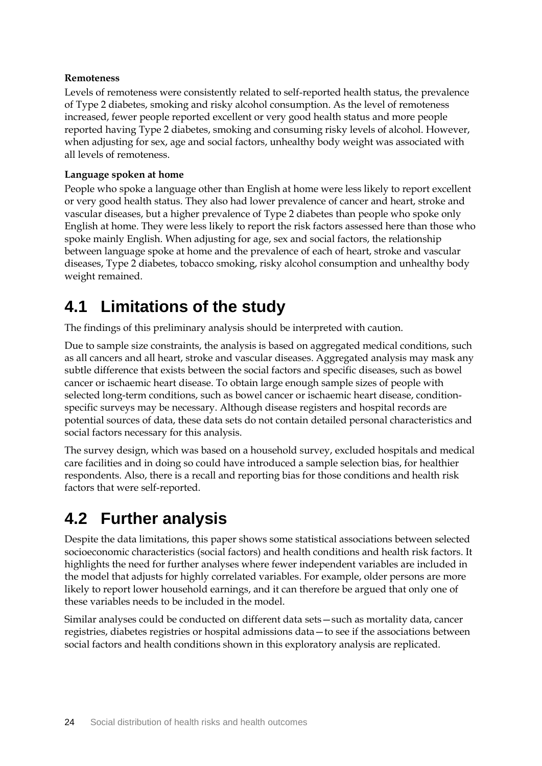**Remoteness**

Levels of remoteness were consistently related to self-reported health status, the prevalence of Type 2 diabetes, smoking and risky alcohol consumption. As the level of remoteness increased, fewer people reported excellent or very good health status and more people reported having Type 2 diabetes, smoking and consuming risky levels of alcohol. However, when adjusting for sex, age and social factors, unhealthy body weight was associated with all levels of remoteness.

**Language spoken at home**

People who spoke a language other than English at home were less likely to report excellent or very good health status. They also had lower prevalence of cancer and heart, stroke and vascular diseases, but a higher prevalence of Type 2 diabetes than people who spoke only English at home. They were less likely to report the risk factors assessed here than those who spoke mainly English. When adjusting for age, sex and social factors, the relationship between language spoke at home and the prevalence of each of heart, stroke and vascular diseases, Type 2 diabetes, tobacco smoking, risky alcohol consumption and unhealthy body weight remained.

## 4.1 Limitations of the study

The findings of this preliminary analysis should be interpreted with caution.

Due to sample size constraints, the analysis is based on aggregated medical conditions, such as all cancers and all heart, stroke and vascular diseases. Aggregated analysis may mask any subtle difference that exists between the social factors and specific diseases, such as bowel cancer or ischaemic heart disease. To obtain large enough sample sizes of people with selected long-term conditions, such as bowel cancer or ischaemic heart disease, condition-specific surveys may be necessary. Although disease registers and hospital records are potential sources of data, these data sets do not contain detailed personal characteristics and social factors necessary for this analysis.

The survey design, which was based on a household survey, excluded hospitals and medical care facilities and in doing so could have introduced a sample selection bias, for healthier respondents. Also, there is a recall and reporting bias for those conditions and health risk factors that were self-reported.

## 4.2 Further analysis

Despite the data limitations, this paper shows some statistical associations between selected socioeconomic characteristics (social factors) and health conditions and health risk factors. It highlights the need for further analyses where fewer independent variables are included in the model that adjusts for highly correlated variables. For example, older persons are more likely to report lower household earnings, and it can therefore be argued that only one of these variables needs to be included in the model.

Similar analyses could be conducted on different data sets—such as mortality data, cancer registries, diabetes registries or hospital admissions data—to see if the associations between social factors and health conditions shown in this exploratory analysis are replicated.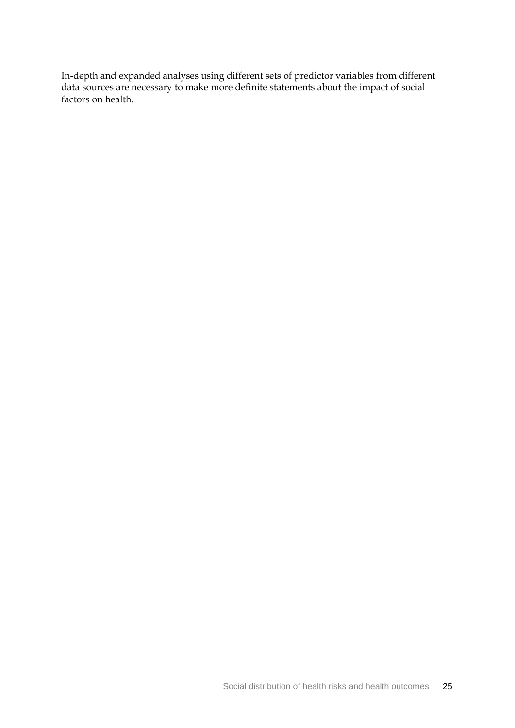In-depth and expanded analyses using different sets of predictor variables from different data sources are necessary to make more definite statements about the impact of social factors on health.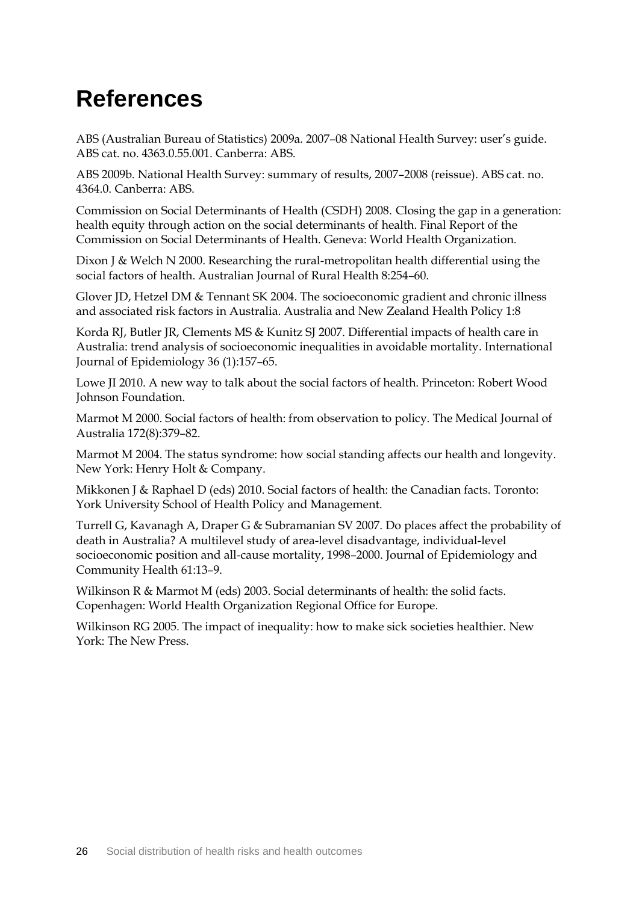# References

ABS (Australian Bureau of Statistics) 2009a. 2007–08 National Health Survey: user's guide. ABS cat. no. 4363.0.55.001. Canberra: ABS.

ABS 2009b. National Health Survey: summary of results, 2007–2008 (reissue). ABS cat. no. 4364.0. Canberra: ABS.

Commission on Social Determinants of Health (CSDH) 2008. Closing the gap in a generation: health equity through action on the social determinants of health. Final Report of the Commission on Social Determinants of Health. Geneva: World Health Organization.

Dixon J & Welch N 2000. Researching the rural-metropolitan health differential using the social factors of health. Australian Journal of Rural Health 8:254–60.

Glover JD, Hetzel DM & Tennant SK 2004. The socioeconomic gradient and chronic illness and associated risk factors in Australia. Australia and New Zealand Health Policy 1:8

Korda RJ, Butler JR, Clements MS & Kunitz SJ 2007. Differential impacts of health care in Australia: trend analysis of socioeconomic inequalities in avoidable mortality. International Journal of Epidemiology 36 (1):157–65.

Lowe JI 2010. A new way to talk about the social factors of health. Princeton: Robert Wood Johnson Foundation.

Marmot M 2000. Social factors of health: from observation to policy. The Medical Journal of Australia 172(8):379–82.

Marmot M 2004. The status syndrome: how social standing affects our health and longevity. New York: Henry Holt & Company.

Mikkonen J & Raphael D (eds) 2010. Social factors of health: the Canadian facts. Toronto: York University School of Health Policy and Management.

Turrell G, Kavanagh A, Draper G & Subramanian SV 2007. Do places affect the probability of death in Australia? A multilevel study of area-level disadvantage, individual-level socioeconomic position and all-cause mortality, 1998–2000. Journal of Epidemiology and Community Health 61:13–9.

Wilkinson R & Marmot M (eds) 2003. Social determinants of health: the solid facts. Copenhagen: World Health Organization Regional Office for Europe.

Wilkinson RG 2005. The impact of inequality: how to make sick societies healthier. New York: The New Press.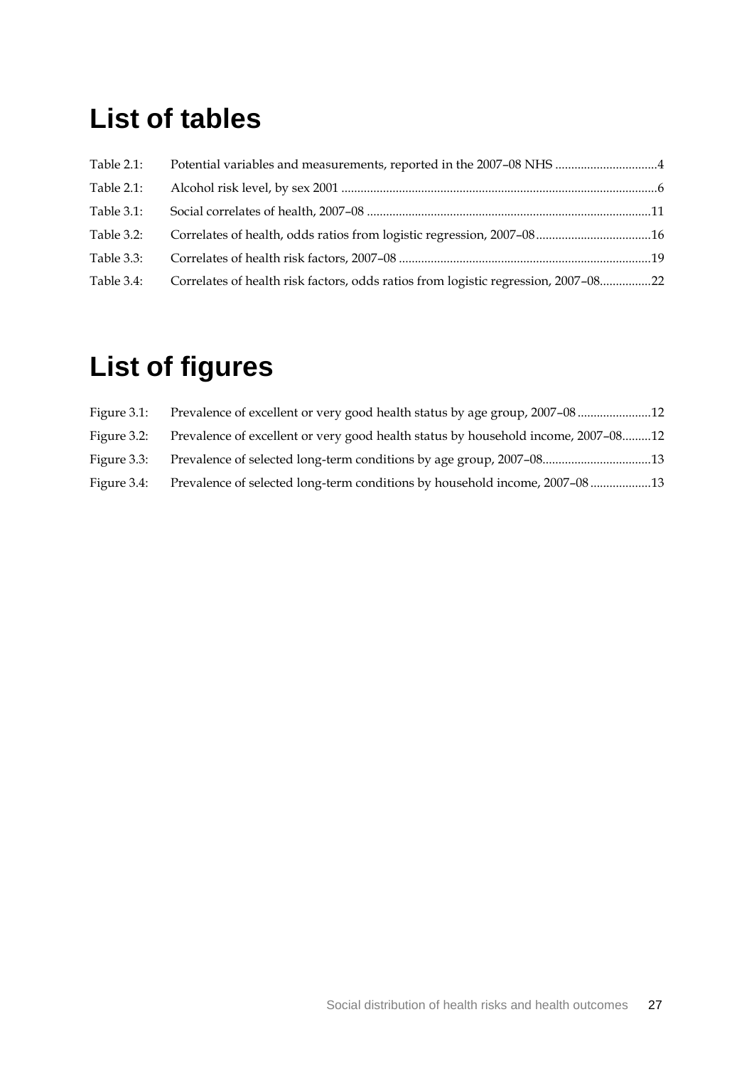# List of tables

Table 2.1: Potential variables and measurements, reported in the 2007–08 NHS ................................4

Table 2.1: Alcohol risk level, by sex 2001 ..................................................................................................6

Table 3.1: Social correlates of health, 2007–08 ........................................................................................11

Table 3.2: Correlates of health, odds ratios from logistic regression, 2007–08....................................16

Table 3.3: Correlates of health risk factors, 2007–08 ..............................................................................19

Table 3.4: Correlates of health risk factors, odds ratios from logistic regression, 2007–08................22

# List of figures

Figure 3.1: Prevalence of excellent or very good health status by age group, 2007–08 .......................12

Figure 3.2: Prevalence of excellent or very good health status by household income, 2007–08.........12

Figure 3.3: Prevalence of selected long-term conditions by age group, 2007–08.................................13

Figure 3.4: Prevalence of selected long-term conditions by household income, 2007–08 ...................13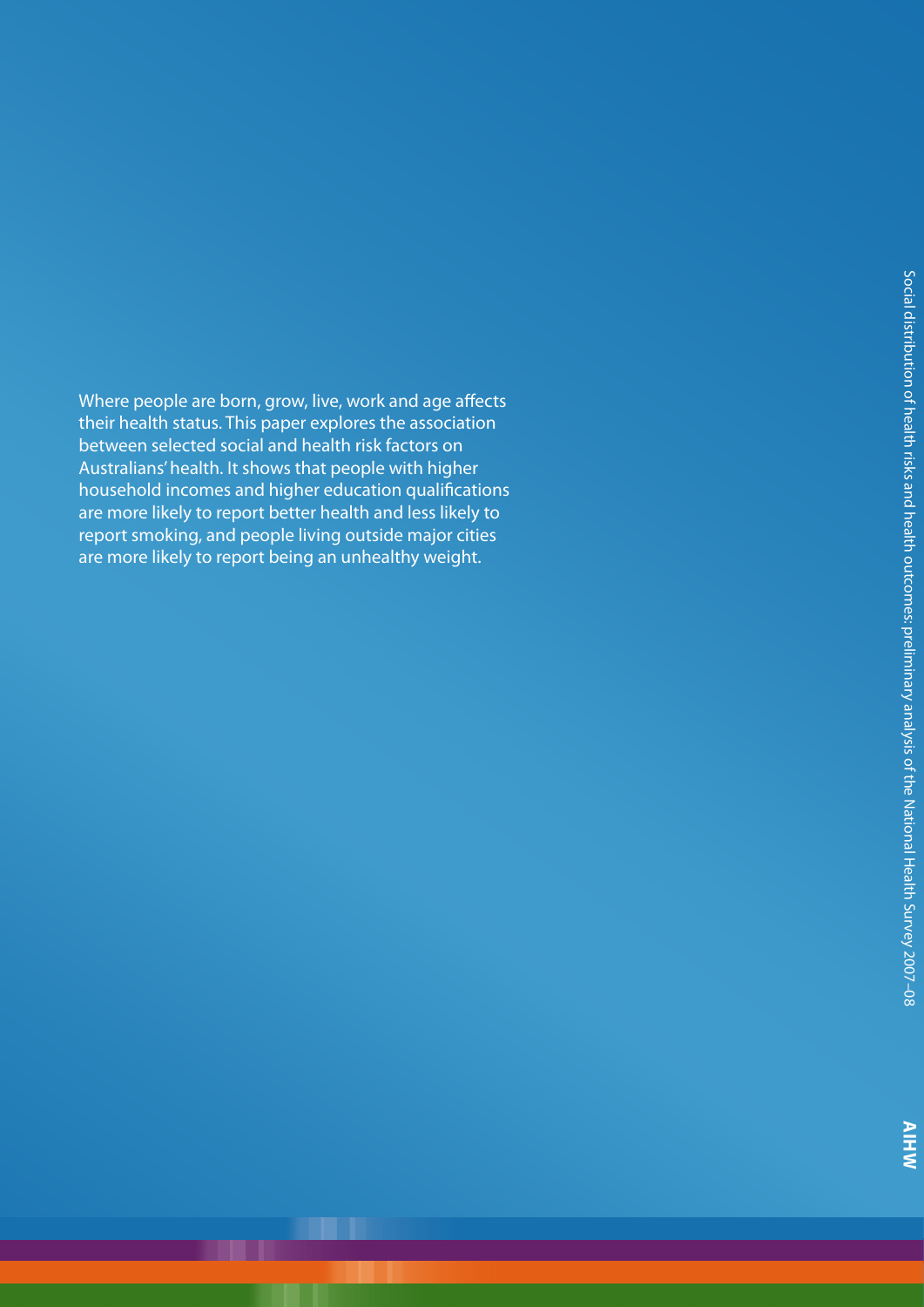Where people are born, grow, live, work and age affects their health status. This paper explores the association between selected social and health risk factors on Australians' health. It shows that people with higher household incomes and higher education qualifications are more likely to report better health and less likely to report smoking, and people living outside major cities are more likely to report being an unhealthy weight.

Social distribution of health risks and health outcomes: preliminary analysis of the National Health Survey 2007–08

AIHW